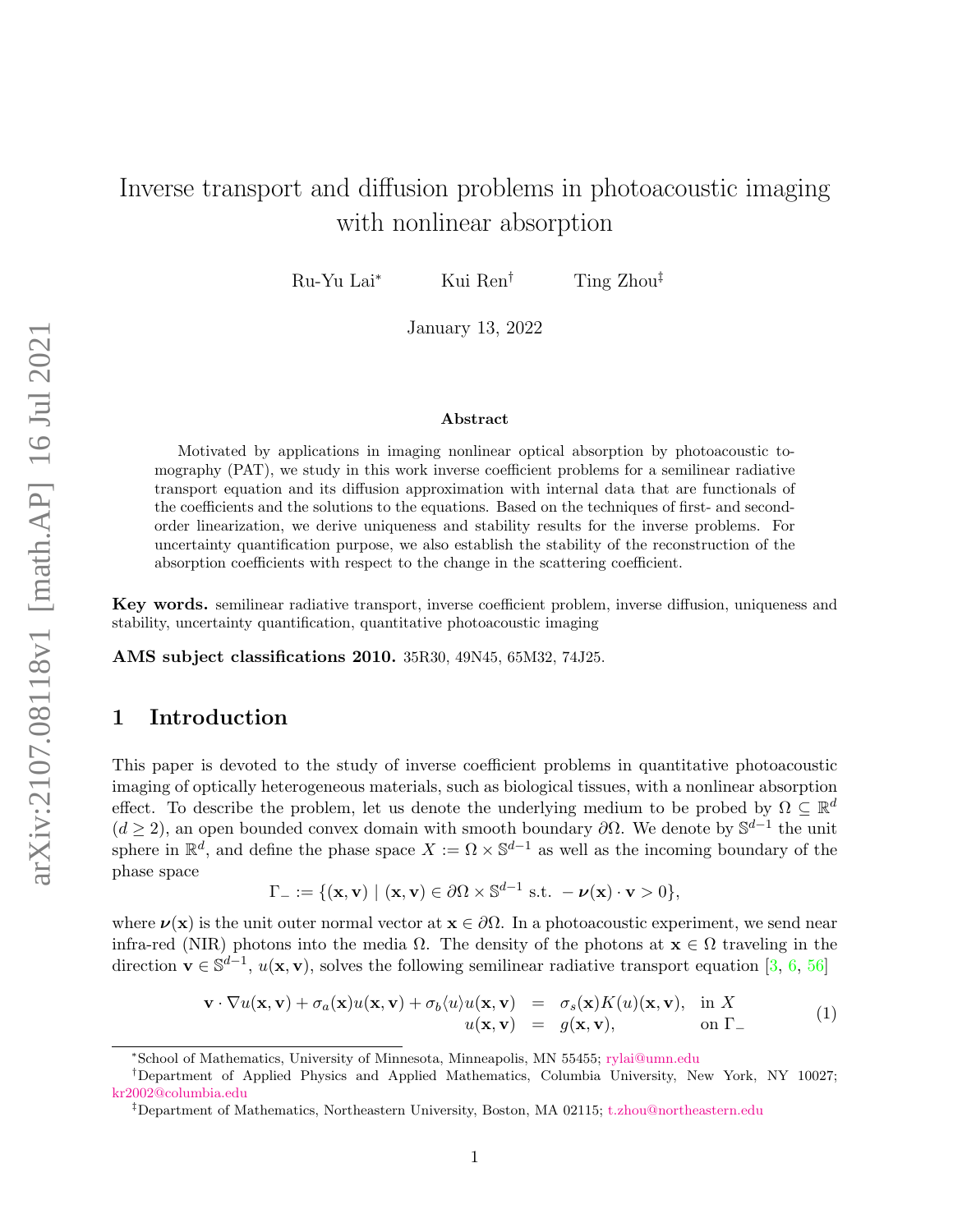# Inverse transport and diffusion problems in photoacoustic imaging with nonlinear absorption

Ru-Yu Lai[*] Kui Ren[†] Ting Zhou[‡]

January 13, 2022

### Abstract

Motivated by applications in imaging nonlinear optical absorption by photoacoustic tomography (PAT), we study in this work inverse coefficient problems for a semilinear radiative transport equation and its diffusion approximation with internal data that are functionals of the coefficients and the solutions to the equations. Based on the techniques of first- and second-order linearization, we derive uniqueness and stability results for the inverse problems. For uncertainty quantification purpose, we also establish the stability of the reconstruction of the absorption coefficients with respect to the change in the scattering coefficient.

**Key words.** semilinear radiative transport, inverse coefficient problem, inverse diffusion, uniqueness and stability, uncertainty quantification, quantitative photoacoustic imaging

**AMS subject classifications 2010.** 35R30, 49N45, 65M32, 74J25.

## 1 Introduction

This paper is devoted to the study of inverse coefficient problems in quantitative photoacoustic imaging of optically heterogeneous materials, such as biological tissues, with a nonlinear absorption effect. To describe the problem, let us denote the underlying medium to be probed by $\Omega \subseteq \mathbb{R}^d$ ($d \geq 2$), an open bounded convex domain with smooth boundary $\partial\Omega$. We denote by $\mathbb{S}^{d-1}$ the unit sphere in $\mathbb{R}^d$, and define the phase space $X := \Omega \times \mathbb{S}^{d-1}$ as well as the incoming boundary of the phase space

$$\Gamma_- := \{(\mathbf{x}, \mathbf{v}) \mid (\mathbf{x}, \mathbf{v}) \in \partial\Omega \times \mathbb{S}^{d-1} \text{ s.t. } -\boldsymbol{\nu}(\mathbf{x}) \cdot \mathbf{v} > 0\},$$

where $\boldsymbol{\nu}(\mathbf{x})$ is the unit outer normal vector at $\mathbf{x} \in \partial\Omega$. In a photoacoustic experiment, we send near infra-red (NIR) photons into the media $\Omega$. The density of the photons at $\mathbf{x} \in \Omega$ traveling in the direction $\mathbf{v} \in \mathbb{S}^{d-1}$, $u(\mathbf{x}, \mathbf{v})$, solves the following semilinear radiative transport equation [3, 6, 56]

$$\begin{aligned} \mathbf{v} \cdot \nabla u(\mathbf{x}, \mathbf{v}) + \sigma_a(\mathbf{x}) u(\mathbf{x}, \mathbf{v}) + \sigma_b \langle u \rangle u(\mathbf{x}, \mathbf{v}) &= \sigma_s(\mathbf{x}) K(u)(\mathbf{x}, \mathbf{v}), && \text{in } X \\ u(\mathbf{x}, \mathbf{v}) &= g(\mathbf{x}, \mathbf{v}), && \text{on } \Gamma_- \end{aligned} \tag{1}$$

---

[*] School of Mathematics, University of Minnesota, Minneapolis, MN 55455; rylai@umn.edu

[†] Department of Applied Physics and Applied Mathematics, Columbia University, New York, NY 10027; kr2002@columbia.edu

[‡] Department of Mathematics, Northeastern University, Boston, MA 02115; t.zhou@northeastern.edu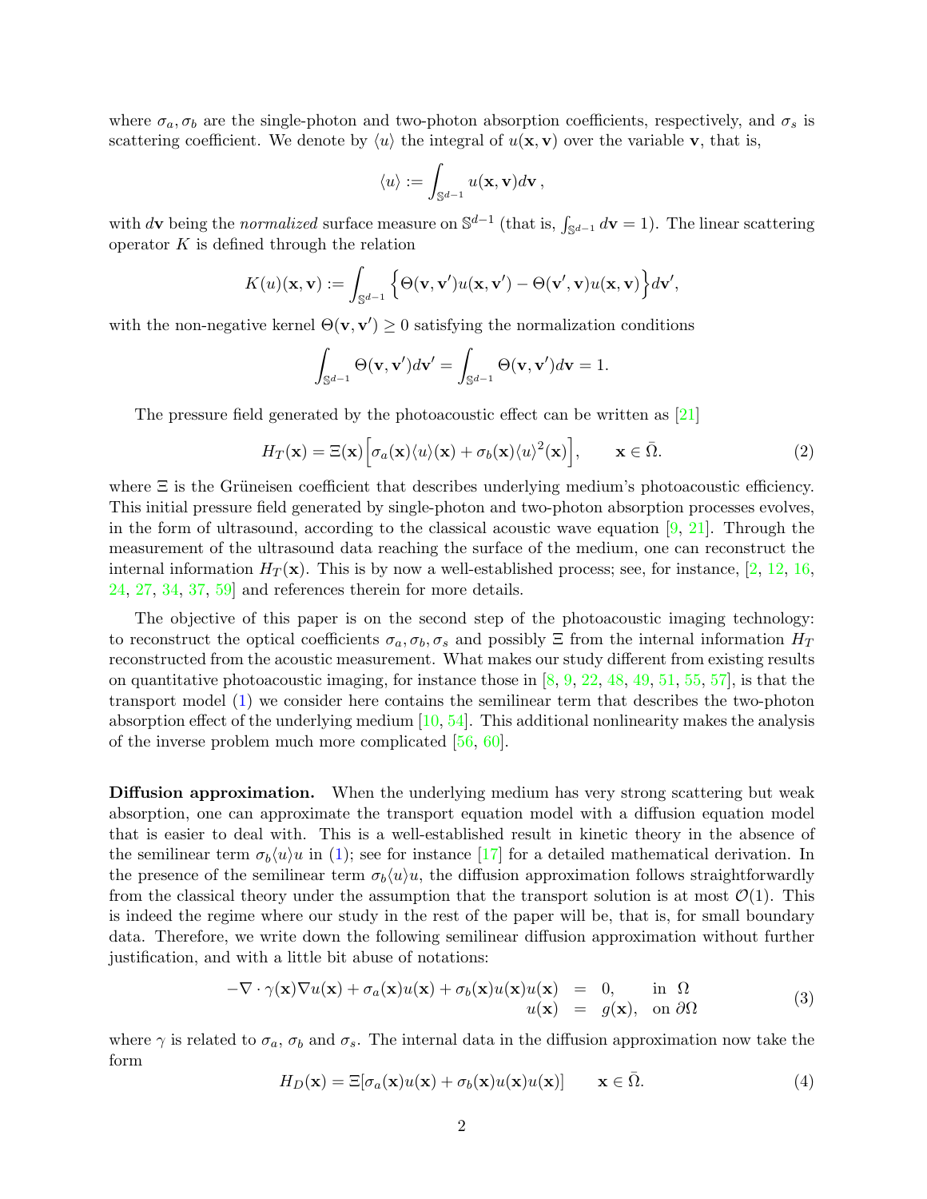where $\sigma_a, \sigma_b$ are the single-photon and two-photon absorption coefficients, respectively, and $\sigma_s$ is scattering coefficient. We denote by $\langle u \rangle$ the integral of $u(\mathbf{x}, \mathbf{v})$ over the variable $\mathbf{v}$, that is,

$$\langle u \rangle := \int_{\mathbb{S}^{d-1}} u(\mathbf{x}, \mathbf{v}) d\mathbf{v} \,,$$

with $d\mathbf{v}$ being the *normalized* surface measure on $\mathbb{S}^{d-1}$ (that is, $\int_{\mathbb{S}^{d-1}} d\mathbf{v} = 1$). The linear scattering operator $K$ is defined through the relation

$$K(u)(\mathbf{x}, \mathbf{v}) := \int_{\mathbb{S}^{d-1}} \Big\{ \Theta(\mathbf{v}, \mathbf{v}') u(\mathbf{x}, \mathbf{v}') - \Theta(\mathbf{v}', \mathbf{v}) u(\mathbf{x}, \mathbf{v}) \Big\} d\mathbf{v}',$$

with the non-negative kernel $\Theta(\mathbf{v}, \mathbf{v}') \geq 0$ satisfying the normalization conditions

$$\int_{\mathbb{S}^{d-1}} \Theta(\mathbf{v}, \mathbf{v}') d\mathbf{v}' = \int_{\mathbb{S}^{d-1}} \Theta(\mathbf{v}, \mathbf{v}') d\mathbf{v} = 1.$$

The pressure field generated by the photoacoustic effect can be written as [21]

$$H_T(\mathbf{x}) = \Xi(\mathbf{x}) \Big[ \sigma_a(\mathbf{x}) \langle u \rangle(\mathbf{x}) + \sigma_b(\mathbf{x}) \langle u \rangle^2(\mathbf{x}) \Big], \qquad \mathbf{x} \in \bar{\Omega}. \tag{2}$$

where $\Xi$ is the Grüneisen coefficient that describes underlying medium's photoacoustic efficiency. This initial pressure field generated by single-photon and two-photon absorption processes evolves, in the form of ultrasound, according to the classical acoustic wave equation [9, 21]. Through the measurement of the ultrasound data reaching the surface of the medium, one can reconstruct the internal information $H_T(\mathbf{x})$. This is by now a well-established process; see, for instance, [2, 12, 16, 24, 27, 34, 37, 59] and references therein for more details.

The objective of this paper is on the second step of the photoacoustic imaging technology: to reconstruct the optical coefficients $\sigma_a, \sigma_b, \sigma_s$ and possibly $\Xi$ from the internal information $H_T$ reconstructed from the acoustic measurement. What makes our study different from existing results on quantitative photoacoustic imaging, for instance those in [8, 9, 22, 48, 49, 51, 55, 57], is that the transport model (1) we consider here contains the semilinear term that describes the two-photon absorption effect of the underlying medium [10, 54]. This additional nonlinearity makes the analysis of the inverse problem much more complicated [56, 60].

**Diffusion approximation.** When the underlying medium has very strong scattering but weak absorption, one can approximate the transport equation model with a diffusion equation model that is easier to deal with. This is a well-established result in kinetic theory in the absence of the semilinear term $\sigma_b \langle u \rangle u$ in (1); see for instance [17] for a detailed mathematical derivation. In the presence of the semilinear term $\sigma_b \langle u \rangle u$, the diffusion approximation follows straightforwardly from the classical theory under the assumption that the transport solution is at most $\mathcal{O}(1)$. This is indeed the regime where our study in the rest of the paper will be, that is, for small boundary data. Therefore, we write down the following semilinear diffusion approximation without further justification, and with a little bit abuse of notations:

$$\begin{array}{rcll} -\nabla \cdot \gamma(\mathbf{x}) \nabla u(\mathbf{x}) + \sigma_a(\mathbf{x}) u(\mathbf{x}) + \sigma_b(\mathbf{x}) u(\mathbf{x}) u(\mathbf{x}) &=& 0, & \text{in } \Omega \\ u(\mathbf{x}) &=& g(\mathbf{x}), & \text{on } \partial\Omega \end{array} \tag{3}$$

where $\gamma$ is related to $\sigma_a$, $\sigma_b$ and $\sigma_s$. The internal data in the diffusion approximation now take the form

$$H_D(\mathbf{x}) = \Xi[\sigma_a(\mathbf{x}) u(\mathbf{x}) + \sigma_b(\mathbf{x}) u(\mathbf{x}) u(\mathbf{x})] \qquad \mathbf{x} \in \bar{\Omega}. \tag{4}$$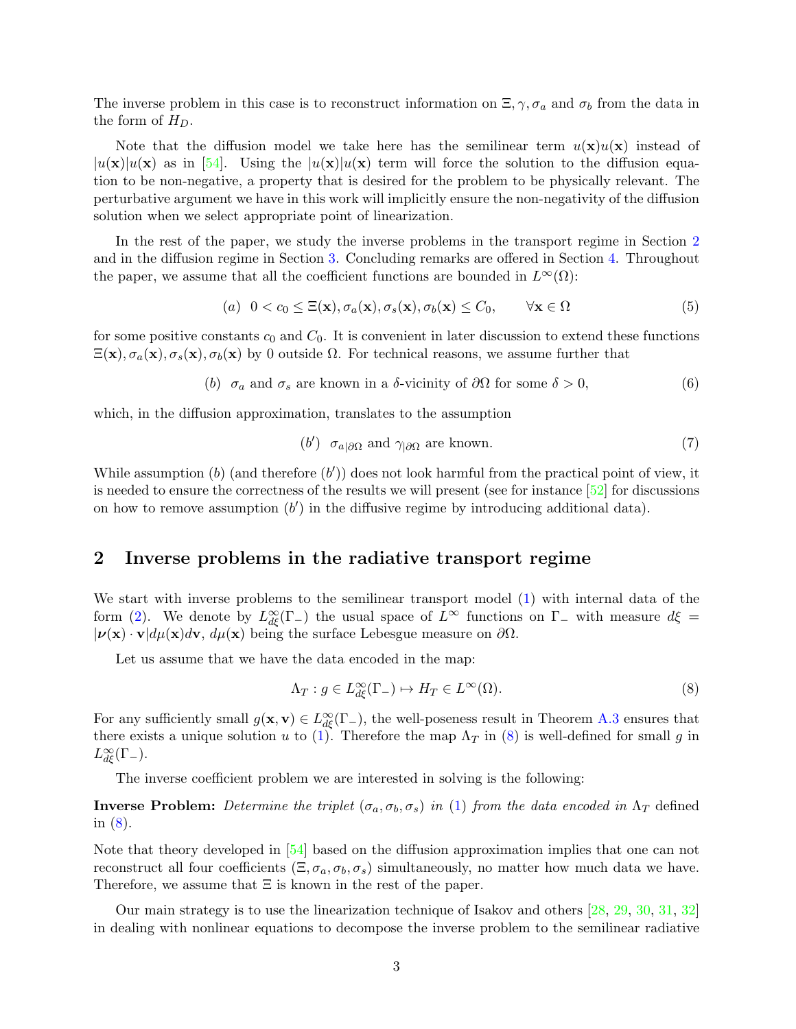The inverse problem in this case is to reconstruct information on $\Xi, \gamma, \sigma_a$ and $\sigma_b$ from the data in the form of $H_D$.

Note that the diffusion model we take here has the semilinear term $u(\mathbf{x})u(\mathbf{x})$ instead of $|u(\mathbf{x})|u(\mathbf{x})$ as in [54]. Using the $|u(\mathbf{x})|u(\mathbf{x})$ term will force the solution to the diffusion equation to be non-negative, a property that is desired for the problem to be physically relevant. The perturbative argument we have in this work will implicitly ensure the non-negativity of the diffusion solution when we select appropriate point of linearization.

In the rest of the paper, we study the inverse problems in the transport regime in Section 2 and in the diffusion regime in Section 3. Concluding remarks are offered in Section 4. Throughout the paper, we assume that all the coefficient functions are bounded in $L^\infty(\Omega)$:

$$(a) \;\; 0 < c_0 \le \Xi(\mathbf{x}), \sigma_a(\mathbf{x}), \sigma_s(\mathbf{x}), \sigma_b(\mathbf{x}) \le C_0, \qquad \forall \mathbf{x} \in \Omega \tag{5}$$

for some positive constants $c_0$ and $C_0$. It is convenient in later discussion to extend these functions $\Xi(\mathbf{x}), \sigma_a(\mathbf{x}), \sigma_s(\mathbf{x}), \sigma_b(\mathbf{x})$ by 0 outside $\Omega$. For technical reasons, we assume further that

$$(b) \;\; \sigma_a \text{ and } \sigma_s \text{ are known in a } \delta\text{-vicinity of } \partial\Omega \text{ for some } \delta > 0, \tag{6}$$

which, in the diffusion approximation, translates to the assumption

$$(b') \;\; \sigma_{a|\partial\Omega} \text{ and } \gamma_{|\partial\Omega} \text{ are known.} \tag{7}$$

While assumption $(b)$ (and therefore $(b')$) does not look harmful from the practical point of view, it is needed to ensure the correctness of the results we will present (see for instance [52] for discussions on how to remove assumption $(b')$ in the diffusive regime by introducing additional data).

## 2 Inverse problems in the radiative transport regime

We start with inverse problems to the semilinear transport model (1) with internal data of the form (2). We denote by $L^\infty_{d\xi}(\Gamma_-)$ the usual space of $L^\infty$ functions on $\Gamma_-$ with measure $d\xi = |\boldsymbol{\nu}(\mathbf{x}) \cdot \mathbf{v}| d\mu(\mathbf{x}) d\mathbf{v}$, $d\mu(\mathbf{x})$ being the surface Lebesgue measure on $\partial\Omega$.

Let us assume that we have the data encoded in the map:

$$\Lambda_T : g \in L^\infty_{d\xi}(\Gamma_-) \mapsto H_T \in L^\infty(\Omega). \tag{8}$$

For any sufficiently small $g(\mathbf{x}, \mathbf{v}) \in L^\infty_{d\xi}(\Gamma_-)$, the well-poseness result in Theorem A.3 ensures that there exists a unique solution $u$ to (1). Therefore the map $\Lambda_T$ in (8) is well-defined for small $g$ in $L^\infty_{d\xi}(\Gamma_-)$.

The inverse coefficient problem we are interested in solving is the following:

**Inverse Problem:** *Determine the triplet $(\sigma_a, \sigma_b, \sigma_s)$ in (1) from the data encoded in $\Lambda_T$* defined in (8).

Note that theory developed in [54] based on the diffusion approximation implies that one can not reconstruct all four coefficients $(\Xi, \sigma_a, \sigma_b, \sigma_s)$ simultaneously, no matter how much data we have. Therefore, we assume that $\Xi$ is known in the rest of the paper.

Our main strategy is to use the linearization technique of Isakov and others [28, 29, 30, 31, 32] in dealing with nonlinear equations to decompose the inverse problem to the semilinear radiative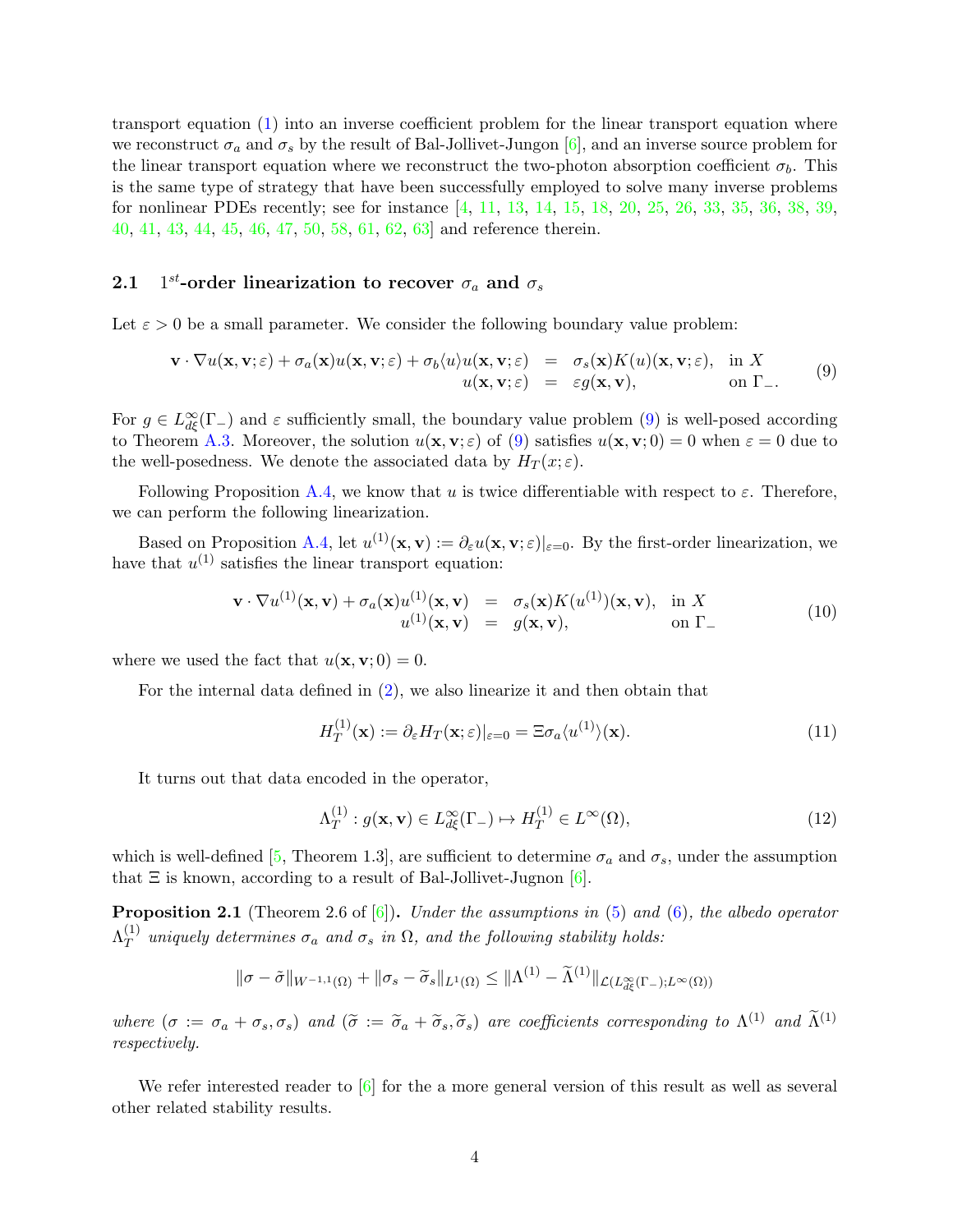transport equation (1) into an inverse coefficient problem for the linear transport equation where we reconstruct $\sigma_a$ and $\sigma_s$ by the result of Bal-Jollivet-Jungon [6], and an inverse source problem for the linear transport equation where we reconstruct the two-photon absorption coefficient $\sigma_b$. This is the same type of strategy that have been successfully employed to solve many inverse problems for nonlinear PDEs recently; see for instance [4, 11, 13, 14, 15, 18, 20, 25, 26, 33, 35, 36, 38, 39, 40, 41, 43, 44, 45, 46, 47, 50, 58, 61, 62, 63] and reference therein.

## 2.1 $1^{st}$-order linearization to recover $\sigma_a$ and $\sigma_s$

Let $\varepsilon > 0$ be a small parameter. We consider the following boundary value problem:

$$
\begin{aligned}
\mathbf{v} \cdot \nabla u(\mathbf{x}, \mathbf{v}; \varepsilon) + \sigma_a(\mathbf{x}) u(\mathbf{x}, \mathbf{v}; \varepsilon) + \sigma_b \langle u \rangle u(\mathbf{x}, \mathbf{v}; \varepsilon) &= \sigma_s(\mathbf{x}) K(u)(\mathbf{x}, \mathbf{v}; \varepsilon), \quad \text{in } X \\
u(\mathbf{x}, \mathbf{v}; \varepsilon) &= \varepsilon g(\mathbf{x}, \mathbf{v}), \quad \text{on } \Gamma_-.
\end{aligned} \tag{9}
$$

For $g \in L^\infty_{d\xi}(\Gamma_-)$ and $\varepsilon$ sufficiently small, the boundary value problem (9) is well-posed according to Theorem A.3. Moreover, the solution $u(\mathbf{x}, \mathbf{v}; \varepsilon)$ of (9) satisfies $u(\mathbf{x}, \mathbf{v}; 0) = 0$ when $\varepsilon = 0$ due to the well-posedness. We denote the associated data by $H_T(x; \varepsilon)$.

Following Proposition A.4, we know that $u$ is twice differentiable with respect to $\varepsilon$. Therefore, we can perform the following linearization.

Based on Proposition A.4, let $u^{(1)}(\mathbf{x}, \mathbf{v}) := \partial_\varepsilon u(\mathbf{x}, \mathbf{v}; \varepsilon)|_{\varepsilon=0}$. By the first-order linearization, we have that $u^{(1)}$ satisfies the linear transport equation:

$$
\begin{aligned}
\mathbf{v} \cdot \nabla u^{(1)}(\mathbf{x}, \mathbf{v}) + \sigma_a(\mathbf{x}) u^{(1)}(\mathbf{x}, \mathbf{v}) &= \sigma_s(\mathbf{x}) K(u^{(1)})(\mathbf{x}, \mathbf{v}), \quad \text{in } X \\
u^{(1)}(\mathbf{x}, \mathbf{v}) &= g(\mathbf{x}, \mathbf{v}), \quad \text{on } \Gamma_-
\end{aligned} \tag{10}
$$

where we used the fact that $u(\mathbf{x}, \mathbf{v}; 0) = 0$.

For the internal data defined in (2), we also linearize it and then obtain that

$$
H_T^{(1)}(\mathbf{x}) := \partial_\varepsilon H_T(\mathbf{x}; \varepsilon)|_{\varepsilon=0} = \Xi \sigma_a \langle u^{(1)} \rangle(\mathbf{x}). \tag{11}
$$

It turns out that data encoded in the operator,

$$
\Lambda_T^{(1)} : g(\mathbf{x}, \mathbf{v}) \in L^\infty_{d\xi}(\Gamma_-) \mapsto H_T^{(1)} \in L^\infty(\Omega), \tag{12}
$$

which is well-defined [5, Theorem 1.3], are sufficient to determine $\sigma_a$ and $\sigma_s$, under the assumption that $\Xi$ is known, according to a result of Bal-Jollivet-Jugnon [6].

**Proposition 2.1** (Theorem 2.6 of [6])**.** *Under the assumptions in* (5) *and* (6)*, the albedo operator* $\Lambda_T^{(1)}$ *uniquely determines* $\sigma_a$ *and* $\sigma_s$ *in* $\Omega$*, and the following stability holds:*

$$
\|\sigma - \tilde{\sigma}\|_{W^{-1,1}(\Omega)} + \|\sigma_s - \widetilde{\sigma}_s\|_{L^1(\Omega)} \le \|\Lambda^{(1)} - \widetilde{\Lambda}^{(1)}\|_{\mathcal{L}(L^\infty_{d\xi}(\Gamma_-); L^\infty(\Omega))}
$$

*where* $(\sigma := \sigma_a + \sigma_s, \sigma_s)$ *and* $(\widetilde{\sigma} := \widetilde{\sigma}_a + \widetilde{\sigma}_s, \widetilde{\sigma}_s)$ *are coefficients corresponding to* $\Lambda^{(1)}$ *and* $\widetilde{\Lambda}^{(1)}$ *respectively.*

We refer interested reader to [6] for the a more general version of this result as well as several other related stability results.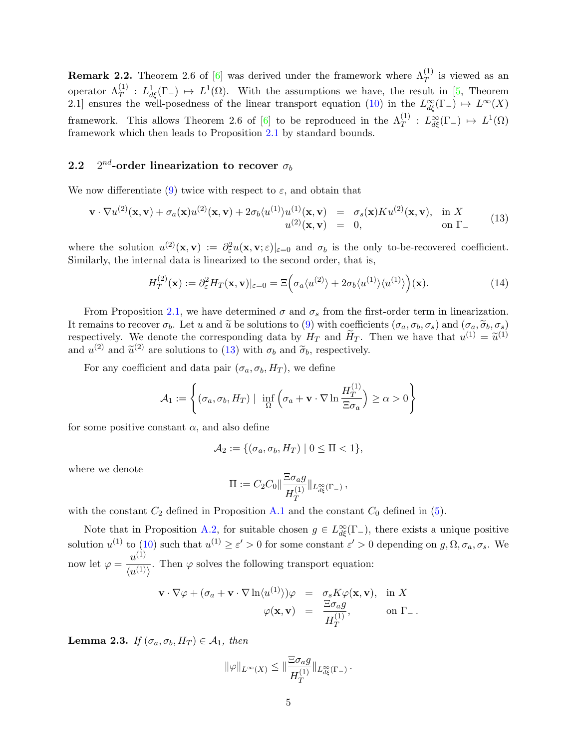**Remark 2.2.** Theorem 2.6 of [6] was derived under the framework where $\Lambda_T^{(1)}$ is viewed as an operator $\Lambda_T^{(1)} : L^1_{d\xi}(\Gamma_-) \mapsto L^1(\Omega)$. With the assumptions we have, the result in [5, Theorem 2.1] ensures the well-posedness of the linear transport equation (10) in the $L^\infty_{d\xi}(\Gamma_-) \mapsto L^\infty(X)$ framework. This allows Theorem 2.6 of [6] to be reproduced in the $\Lambda_T^{(1)} : L^\infty_{d\xi}(\Gamma_-) \mapsto L^1(\Omega)$ framework which then leads to Proposition 2.1 by standard bounds.

## 2.2 $2^{nd}$-order linearization to recover $\sigma_b$

We now differentiate (9) twice with respect to $\varepsilon$, and obtain that

$$
\begin{aligned}
\mathbf{v}\cdot\nabla u^{(2)}(\mathbf{x},\mathbf{v}) + \sigma_a(\mathbf{x})u^{(2)}(\mathbf{x},\mathbf{v}) + 2\sigma_b\langle u^{(1)}\rangle u^{(1)}(\mathbf{x},\mathbf{v}) &= \sigma_s(\mathbf{x})Ku^{(2)}(\mathbf{x},\mathbf{v}), \quad \text{in } X \\
u^{(2)}(\mathbf{x},\mathbf{v}) &= 0, \quad \text{on } \Gamma_-
\end{aligned}
\tag{13}
$$

where the solution $u^{(2)}(\mathbf{x},\mathbf{v}) := \partial^2_\varepsilon u(\mathbf{x},\mathbf{v};\varepsilon)|_{\varepsilon=0}$ and $\sigma_b$ is the only to-be-recovered coefficient. Similarly, the internal data is linearized to the second order, that is,

$$
H_T^{(2)}(\mathbf{x}) := \partial^2_\varepsilon H_T(\mathbf{x},\mathbf{v})|_{\varepsilon=0} = \Xi\Big(\sigma_a\langle u^{(2)}\rangle + 2\sigma_b\langle u^{(1)}\rangle\langle u^{(1)}\rangle\Big)(\mathbf{x}). \tag{14}
$$

From Proposition 2.1, we have determined $\sigma$ and $\sigma_s$ from the first-order term in linearization. It remains to recover $\sigma_b$. Let $u$ and $\widetilde{u}$ be solutions to (9) with coefficients $(\sigma_a, \sigma_b, \sigma_s)$ and $(\sigma_a, \widetilde{\sigma}_b, \sigma_s)$ respectively. We denote the corresponding data by $H_T$ and $\widetilde{H}_T$. Then we have that $u^{(1)} = \widetilde{u}^{(1)}$ and $u^{(2)}$ and $\widetilde{u}^{(2)}$ are solutions to (13) with $\sigma_b$ and $\widetilde{\sigma}_b$, respectively.

For any coefficient and data pair $(\sigma_a, \sigma_b, H_T)$, we define

$$
\mathcal{A}_1 := \left\{ (\sigma_a, \sigma_b, H_T) \mid \inf_\Omega \left( \sigma_a + \mathbf{v}\cdot\nabla \ln \frac{H_T^{(1)}}{\Xi\sigma_a} \right) \geq \alpha > 0 \right\}
$$

for some positive constant $\alpha$, and also define

$$
\mathcal{A}_2 := \{(\sigma_a, \sigma_b, H_T) \mid 0 \leq \Pi < 1\},
$$

where we denote

$$
\Pi := C_2 C_0 \Big\| \frac{\Xi\sigma_a g}{H_T^{(1)}} \Big\|_{L^\infty_{d\xi}(\Gamma_-)},
$$

with the constant $C_2$ defined in Proposition A.1 and the constant $C_0$ defined in (5).

Note that in Proposition A.2, for suitable chosen $g \in L^\infty_{d\xi}(\Gamma_-)$, there exists a unique positive solution $u^{(1)}$ to (10) such that $u^{(1)} \geq \varepsilon' > 0$ for some constant $\varepsilon' > 0$ depending on $g, \Omega, \sigma_a, \sigma_s$. We now let $\varphi = \dfrac{u^{(1)}}{\langle u^{(1)}\rangle}$. Then $\varphi$ solves the following transport equation:

$$
\begin{aligned}
\mathbf{v}\cdot\nabla\varphi + (\sigma_a + \mathbf{v}\cdot\nabla\ln\langle u^{(1)}\rangle)\varphi &= \sigma_s K\varphi(\mathbf{x},\mathbf{v}), \quad \text{in } X \\
\varphi(\mathbf{x},\mathbf{v}) &= \frac{\Xi\sigma_a g}{H_T^{(1)}}, \quad \text{on } \Gamma_- .
\end{aligned}
$$

**Lemma 2.3.** *If $(\sigma_a, \sigma_b, H_T) \in \mathcal{A}_1$, then*

$$
\|\varphi\|_{L^\infty(X)} \leq \Big\| \frac{\Xi\sigma_a g}{H_T^{(1)}} \Big\|_{L^\infty_{d\xi}(\Gamma_-)}.
$$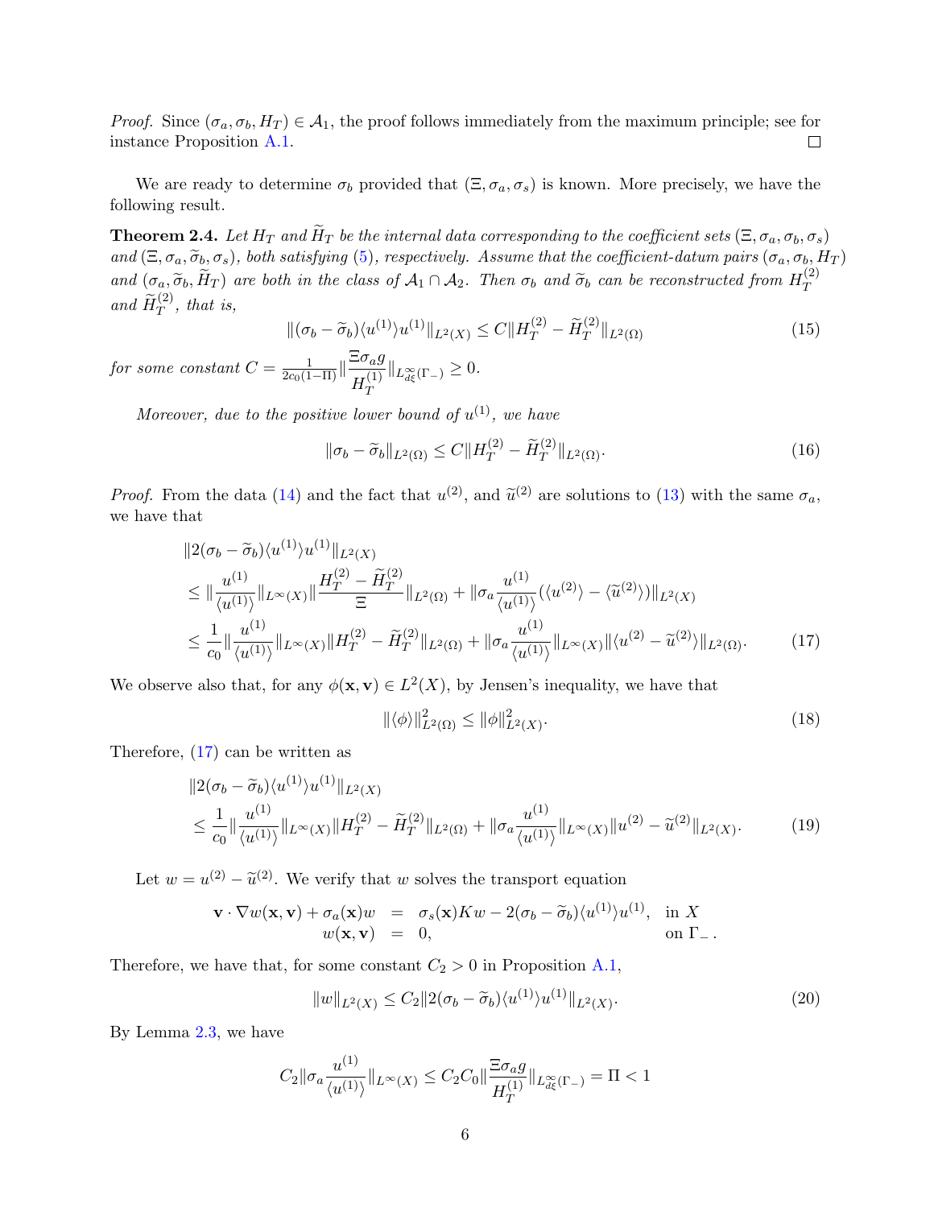*Proof.* Since $(\sigma_a, \sigma_b, H_T) \in \mathcal{A}_1$, the proof follows immediately from the maximum principle; see for instance Proposition A.1. □

We are ready to determine $\sigma_b$ provided that $(\Xi, \sigma_a, \sigma_s)$ is known. More precisely, we have the following result.

**Theorem 2.4.** *Let $H_T$ and $\widetilde{H}_T$ be the internal data corresponding to the coefficient sets $(\Xi, \sigma_a, \sigma_b, \sigma_s)$ and $(\Xi, \sigma_a, \widetilde{\sigma}_b, \sigma_s)$, both satisfying (5), respectively. Assume that the coefficient-datum pairs $(\sigma_a, \sigma_b, H_T)$ and $(\sigma_a, \widetilde{\sigma}_b, \widetilde{H}_T)$ are both in the class of $\mathcal{A}_1 \cap \mathcal{A}_2$. Then $\sigma_b$ and $\widetilde{\sigma}_b$ can be reconstructed from $H_T^{(2)}$ and $\widetilde{H}_T^{(2)}$, that is,*

$$\|(\sigma_b - \widetilde{\sigma}_b)\langle u^{(1)}\rangle u^{(1)}\|_{L^2(X)} \leq C\|H_T^{(2)} - \widetilde{H}_T^{(2)}\|_{L^2(\Omega)} \tag{15}$$

*for some constant $C = \frac{1}{2c_0(1-\Pi)}\|\dfrac{\Xi\sigma_a g}{H_T^{(1)}}\|_{L^\infty_{d\xi}(\Gamma_-)} \geq 0$.*

*Moreover, due to the positive lower bound of $u^{(1)}$, we have*

$$\|\sigma_b - \widetilde{\sigma}_b\|_{L^2(\Omega)} \leq C\|H_T^{(2)} - \widetilde{H}_T^{(2)}\|_{L^2(\Omega)}. \tag{16}$$

*Proof.* From the data (14) and the fact that $u^{(2)}$, and $\widetilde{u}^{(2)}$ are solutions to (13) with the same $\sigma_a$, we have that

$$\begin{aligned}
&\|2(\sigma_b - \widetilde{\sigma}_b)\langle u^{(1)}\rangle u^{(1)}\|_{L^2(X)} \\
&\leq \|\frac{u^{(1)}}{\langle u^{(1)}\rangle}\|_{L^\infty(X)}\|\frac{H_T^{(2)} - \widetilde{H}_T^{(2)}}{\Xi}\|_{L^2(\Omega)} + \|\sigma_a\frac{u^{(1)}}{\langle u^{(1)}\rangle}(\langle u^{(2)}\rangle - \langle \widetilde{u}^{(2)}\rangle)\|_{L^2(X)} \\
&\leq \frac{1}{c_0}\|\frac{u^{(1)}}{\langle u^{(1)}\rangle}\|_{L^\infty(X)}\|H_T^{(2)} - \widetilde{H}_T^{(2)}\|_{L^2(\Omega)} + \|\sigma_a\frac{u^{(1)}}{\langle u^{(1)}\rangle}\|_{L^\infty(X)}\|\langle u^{(2)} - \widetilde{u}^{(2)}\rangle\|_{L^2(\Omega)}.
\end{aligned} \tag{17}$$

We observe also that, for any $\phi(\mathbf{x}, \mathbf{v}) \in L^2(X)$, by Jensen's inequality, we have that

$$\|\langle\phi\rangle\|_{L^2(\Omega)}^2 \leq \|\phi\|_{L^2(X)}^2. \tag{18}$$

Therefore, (17) can be written as

$$\begin{aligned}
&\|2(\sigma_b - \widetilde{\sigma}_b)\langle u^{(1)}\rangle u^{(1)}\|_{L^2(X)} \\
&\leq \frac{1}{c_0}\|\frac{u^{(1)}}{\langle u^{(1)}\rangle}\|_{L^\infty(X)}\|H_T^{(2)} - \widetilde{H}_T^{(2)}\|_{L^2(\Omega)} + \|\sigma_a\frac{u^{(1)}}{\langle u^{(1)}\rangle}\|_{L^\infty(X)}\|u^{(2)} - \widetilde{u}^{(2)}\|_{L^2(X)}.
\end{aligned} \tag{19}$$

Let $w = u^{(2)} - \widetilde{u}^{(2)}$. We verify that $w$ solves the transport equation

$$\begin{aligned}
\mathbf{v}\cdot\nabla w(\mathbf{x}, \mathbf{v}) + \sigma_a(\mathbf{x})w &= \sigma_s(\mathbf{x})Kw - 2(\sigma_b - \widetilde{\sigma}_b)\langle u^{(1)}\rangle u^{(1)}, && \text{in } X \\
w(\mathbf{x}, \mathbf{v}) &= 0, && \text{on } \Gamma_-.
\end{aligned}$$

Therefore, we have that, for some constant $C_2 > 0$ in Proposition A.1,

$$\|w\|_{L^2(X)} \leq C_2\|2(\sigma_b - \widetilde{\sigma}_b)\langle u^{(1)}\rangle u^{(1)}\|_{L^2(X)}. \tag{20}$$

By Lemma 2.3, we have

$$C_2\|\sigma_a\frac{u^{(1)}}{\langle u^{(1)}\rangle}\|_{L^\infty(X)} \leq C_2C_0\|\frac{\Xi\sigma_a g}{H_T^{(1)}}\|_{L^\infty_{d\xi}(\Gamma_-)} = \Pi < 1$$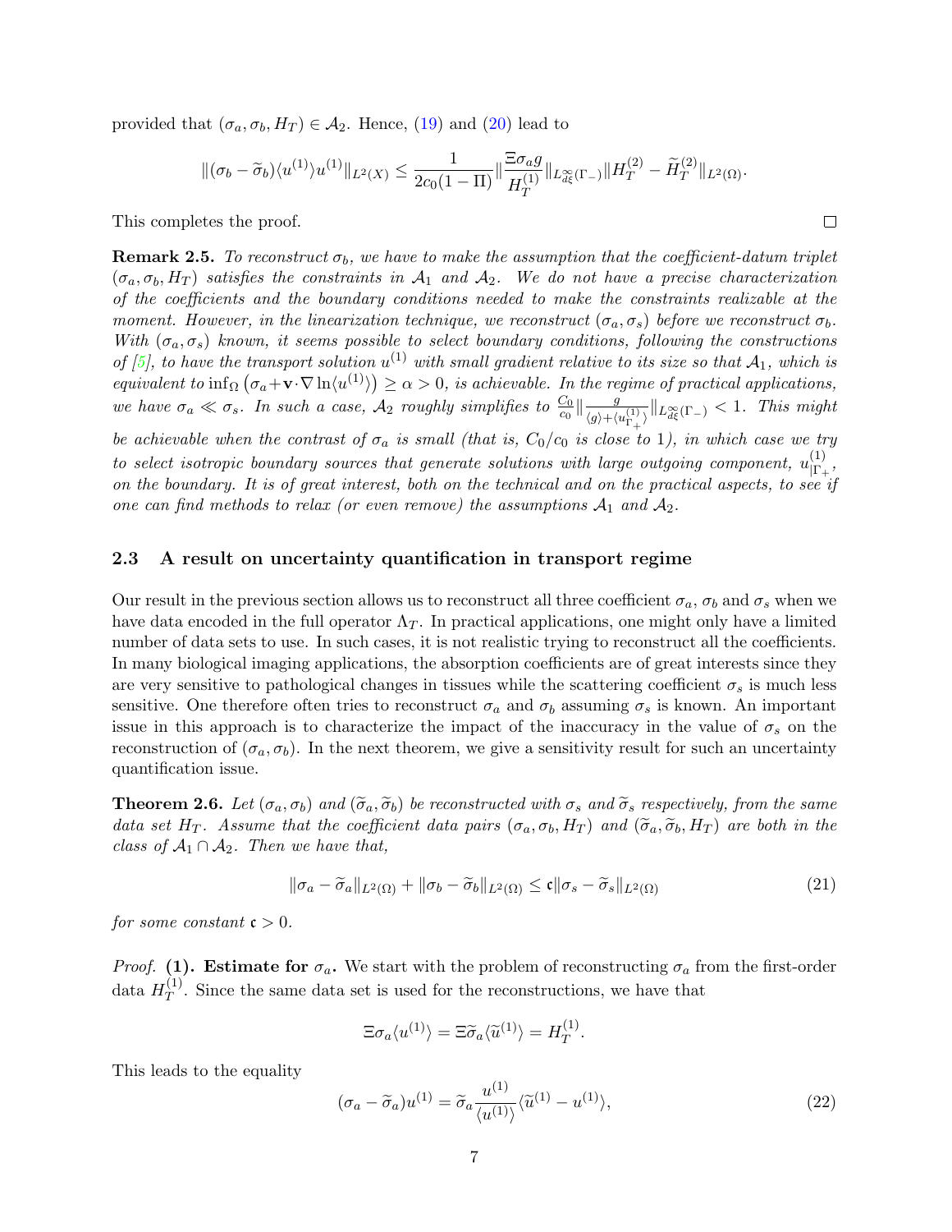provided that $(\sigma_a, \sigma_b, H_T) \in \mathcal{A}_2$. Hence, (19) and (20) lead to

$$
\|(\sigma_b - \widetilde{\sigma}_b)\langle u^{(1)}\rangle u^{(1)}\|_{L^2(X)} \leq \frac{1}{2c_0(1-\Pi)} \|\frac{\Xi\sigma_a g}{H_T^{(1)}}\|_{L^\infty_{d\xi}(\Gamma_-)} \|H_T^{(2)} - \widetilde{H}_T^{(2)}\|_{L^2(\Omega)}.
$$

This completes the proof. ∎

**Remark 2.5.** *To reconstruct $\sigma_b$, we have to make the assumption that the coefficient-datum triplet $(\sigma_a, \sigma_b, H_T)$ satisfies the constraints in $\mathcal{A}_1$ and $\mathcal{A}_2$. We do not have a precise characterization of the coefficients and the boundary conditions needed to make the constraints realizable at the moment. However, in the linearization technique, we reconstruct $(\sigma_a, \sigma_s)$ before we reconstruct $\sigma_b$. With $(\sigma_a, \sigma_s)$ known, it seems possible to select boundary conditions, following the constructions of [5], to have the transport solution $u^{(1)}$ with small gradient relative to its size so that $\mathcal{A}_1$, which is equivalent to $\inf_\Omega \left(\sigma_a + \mathbf{v}\cdot\nabla \ln\langle u^{(1)}\rangle\right) \geq \alpha > 0$, is achievable. In the regime of practical applications, we have $\sigma_a \ll \sigma_s$. In such a case, $\mathcal{A}_2$ roughly simplifies to $\frac{C_0}{c_0}\|\frac{g}{\langle g\rangle + \langle u^{(1)}_{\Gamma_+}\rangle}\|_{L^\infty_{d\xi}(\Gamma_-)} < 1$. This might be achievable when the contrast of $\sigma_a$ is small (that is, $C_0/c_0$ is close to 1), in which case we try to select isotropic boundary sources that generate solutions with large outgoing component, $u^{(1)}_{|\Gamma_+}$, on the boundary. It is of great interest, both on the technical and on the practical aspects, to see if one can find methods to relax (or even remove) the assumptions $\mathcal{A}_1$ and $\mathcal{A}_2$.*

### 2.3 A result on uncertainty quantification in transport regime

Our result in the previous section allows us to reconstruct all three coefficient $\sigma_a$, $\sigma_b$ and $\sigma_s$ when we have data encoded in the full operator $\Lambda_T$. In practical applications, one might only have a limited number of data sets to use. In such cases, it is not realistic trying to reconstruct all the coefficients. In many biological imaging applications, the absorption coefficients are of great interests since they are very sensitive to pathological changes in tissues while the scattering coefficient $\sigma_s$ is much less sensitive. One therefore often tries to reconstruct $\sigma_a$ and $\sigma_b$ assuming $\sigma_s$ is known. An important issue in this approach is to characterize the impact of the inaccuracy in the value of $\sigma_s$ on the reconstruction of $(\sigma_a, \sigma_b)$. In the next theorem, we give a sensitivity result for such an uncertainty quantification issue.

**Theorem 2.6.** *Let $(\sigma_a, \sigma_b)$ and $(\widetilde{\sigma}_a, \widetilde{\sigma}_b)$ be reconstructed with $\sigma_s$ and $\widetilde{\sigma}_s$ respectively, from the same data set $H_T$. Assume that the coefficient data pairs $(\sigma_a, \sigma_b, H_T)$ and $(\widetilde{\sigma}_a, \widetilde{\sigma}_b, H_T)$ are both in the class of $\mathcal{A}_1 \cap \mathcal{A}_2$. Then we have that,*

$$
\|\sigma_a - \widetilde{\sigma}_a\|_{L^2(\Omega)} + \|\sigma_b - \widetilde{\sigma}_b\|_{L^2(\Omega)} \leq \mathfrak{c}\|\sigma_s - \widetilde{\sigma}_s\|_{L^2(\Omega)} \tag{21}
$$

*for some constant $\mathfrak{c} > 0$.*

*Proof.* **(1). Estimate for $\sigma_a$.** We start with the problem of reconstructing $\sigma_a$ from the first-order data $H_T^{(1)}$. Since the same data set is used for the reconstructions, we have that

$$
\Xi\sigma_a\langle u^{(1)}\rangle = \Xi\widetilde{\sigma}_a\langle \widetilde{u}^{(1)}\rangle = H_T^{(1)}.
$$

This leads to the equality

$$
(\sigma_a - \widetilde{\sigma}_a)u^{(1)} = \widetilde{\sigma}_a \frac{u^{(1)}}{\langle u^{(1)}\rangle}\langle \widetilde{u}^{(1)} - u^{(1)}\rangle, \tag{22}
$$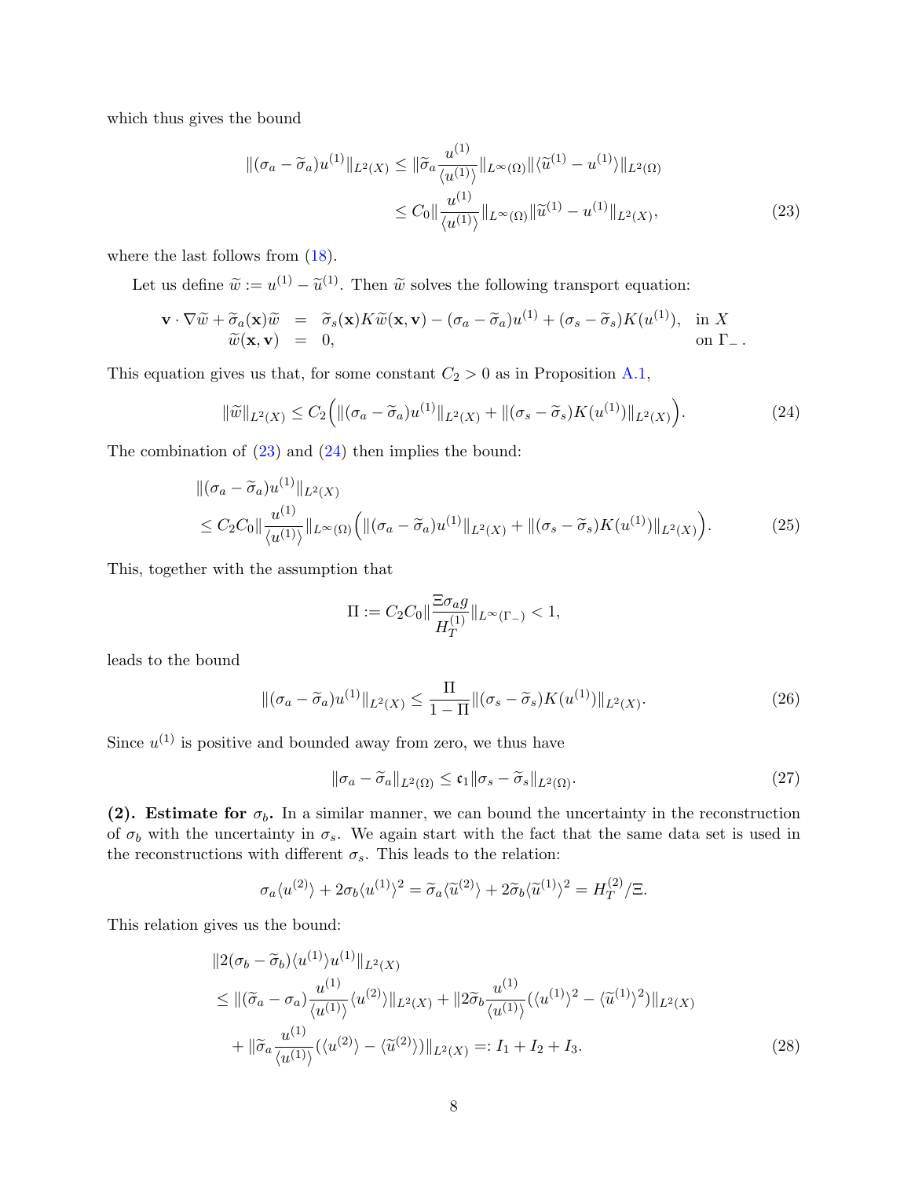which thus gives the bound

$$
\begin{aligned}
\|(\sigma_a - \widetilde{\sigma}_a) u^{(1)}\|_{L^2(X)} &\le \|\widetilde{\sigma}_a \frac{u^{(1)}}{\langle u^{(1)}\rangle}\|_{L^\infty(\Omega)} \|\langle \widetilde{u}^{(1)} - u^{(1)}\rangle\|_{L^2(\Omega)} \\
&\le C_0 \|\frac{u^{(1)}}{\langle u^{(1)}\rangle}\|_{L^\infty(\Omega)} \|\widetilde{u}^{(1)} - u^{(1)}\|_{L^2(X)},
\end{aligned} \tag{23}
$$

where the last follows from (18).

Let us define $\widetilde{w} := u^{(1)} - \widetilde{u}^{(1)}$. Then $\widetilde{w}$ solves the following transport equation:

$$
\begin{aligned}
\mathbf{v}\cdot\nabla \widetilde{w} + \widetilde{\sigma}_a(\mathbf{x})\widetilde{w} &= \widetilde{\sigma}_s(\mathbf{x}) K\widetilde{w}(\mathbf{x},\mathbf{v}) - (\sigma_a - \widetilde{\sigma}_a)u^{(1)} + (\sigma_s - \widetilde{\sigma}_s)K(u^{(1)}), && \text{in } X \\
\widetilde{w}(\mathbf{x},\mathbf{v}) &= 0, && \text{on } \Gamma_- .
\end{aligned}
$$

This equation gives us that, for some constant $C_2 > 0$ as in Proposition A.1,

$$
\|\widetilde{w}\|_{L^2(X)} \le C_2\Big(\|(\sigma_a - \widetilde{\sigma}_a)u^{(1)}\|_{L^2(X)} + \|(\sigma_s - \widetilde{\sigma}_s)K(u^{(1)})\|_{L^2(X)}\Big). \tag{24}
$$

The combination of (23) and (24) then implies the bound:

$$
\begin{aligned}
&\|(\sigma_a - \widetilde{\sigma}_a)u^{(1)}\|_{L^2(X)} \\
&\le C_2 C_0 \|\frac{u^{(1)}}{\langle u^{(1)}\rangle}\|_{L^\infty(\Omega)} \Big(\|(\sigma_a - \widetilde{\sigma}_a)u^{(1)}\|_{L^2(X)} + \|(\sigma_s - \widetilde{\sigma}_s)K(u^{(1)})\|_{L^2(X)}\Big).
\end{aligned} \tag{25}
$$

This, together with the assumption that

$$
\Pi := C_2 C_0 \|\frac{\Xi \sigma_a g}{H_T^{(1)}}\|_{L^\infty(\Gamma_-)} < 1,
$$

leads to the bound

$$
\|(\sigma_a - \widetilde{\sigma}_a)u^{(1)}\|_{L^2(X)} \le \frac{\Pi}{1-\Pi}\|(\sigma_s - \widetilde{\sigma}_s)K(u^{(1)})\|_{L^2(X)}. \tag{26}
$$

Since $u^{(1)}$ is positive and bounded away from zero, we thus have

$$
\|\sigma_a - \widetilde{\sigma}_a\|_{L^2(\Omega)} \le \mathfrak{c}_1 \|\sigma_s - \widetilde{\sigma}_s\|_{L^2(\Omega)}. \tag{27}
$$

**(2). Estimate for $\sigma_b$.** In a similar manner, we can bound the uncertainty in the reconstruction of $\sigma_b$ with the uncertainty in $\sigma_s$. We again start with the fact that the same data set is used in the reconstructions with different $\sigma_s$. This leads to the relation:

$$
\sigma_a \langle u^{(2)}\rangle + 2\sigma_b \langle u^{(1)}\rangle^2 = \widetilde{\sigma}_a \langle \widetilde{u}^{(2)}\rangle + 2\widetilde{\sigma}_b \langle \widetilde{u}^{(1)}\rangle^2 = H_T^{(2)}/\Xi.
$$

This relation gives us the bound:

$$
\begin{aligned}
&\|2(\sigma_b - \widetilde{\sigma}_b)\langle u^{(1)}\rangle u^{(1)}\|_{L^2(X)} \\
&\le \|(\widetilde{\sigma}_a - \sigma_a)\frac{u^{(1)}}{\langle u^{(1)}\rangle}\langle u^{(2)}\rangle\|_{L^2(X)} + \|2\widetilde{\sigma}_b \frac{u^{(1)}}{\langle u^{(1)}\rangle}(\langle u^{(1)}\rangle^2 - \langle \widetilde{u}^{(1)}\rangle^2)\|_{L^2(X)} \\
&\quad + \|\widetilde{\sigma}_a \frac{u^{(1)}}{\langle u^{(1)}\rangle}(\langle u^{(2)}\rangle - \langle \widetilde{u}^{(2)}\rangle)\|_{L^2(X)} =: I_1 + I_2 + I_3.
\end{aligned} \tag{28}
$$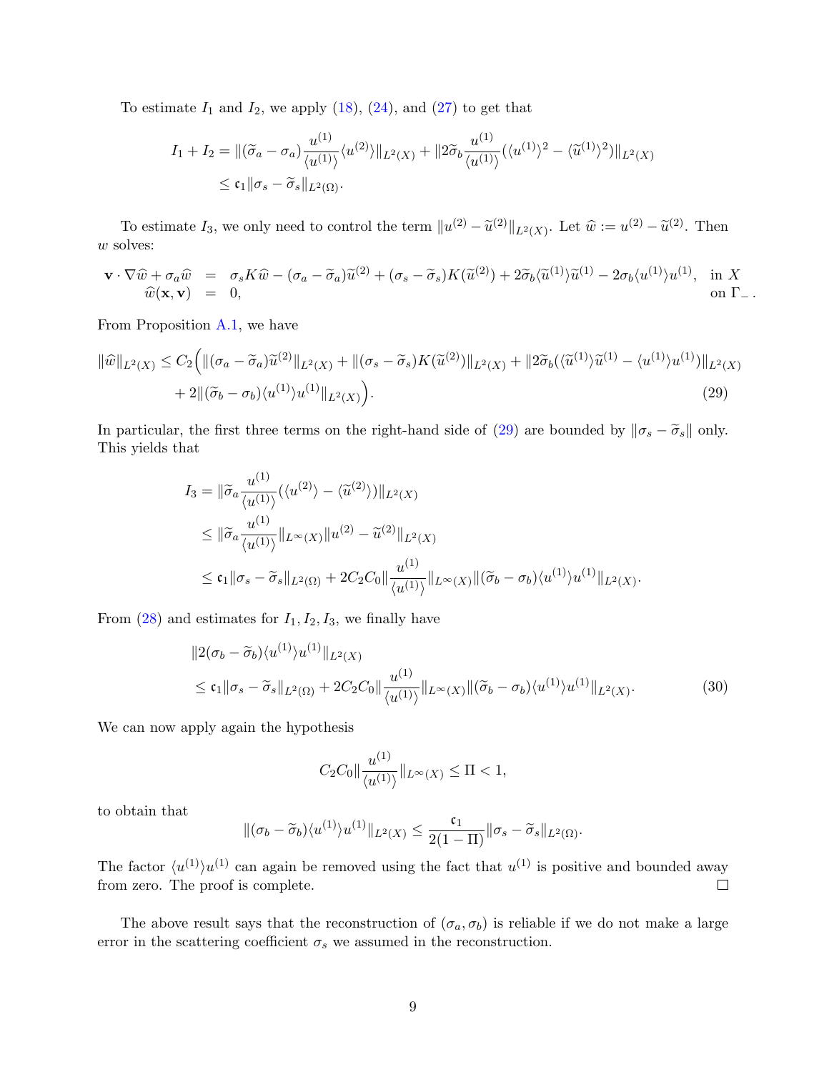To estimate $I_1$ and $I_2$, we apply (18), (24), and (27) to get that

$$
\begin{aligned}
I_1 + I_2 &= \|(\widetilde{\sigma}_a - \sigma_a)\frac{u^{(1)}}{\langle u^{(1)}\rangle}\langle u^{(2)}\rangle\|_{L^2(X)} + \|2\widetilde{\sigma}_b \frac{u^{(1)}}{\langle u^{(1)}\rangle}(\langle u^{(1)}\rangle^2 - \langle \widetilde{u}^{(1)}\rangle^2)\|_{L^2(X)} \\
&\leq \mathfrak{c}_1 \|\sigma_s - \widetilde{\sigma}_s\|_{L^2(\Omega)}.
\end{aligned}
$$

To estimate $I_3$, we only need to control the term $\|u^{(2)} - \widetilde{u}^{(2)}\|_{L^2(X)}$. Let $\widehat{w} := u^{(2)} - \widetilde{u}^{(2)}$. Then $w$ solves:

$$
\begin{array}{rcll}
\mathbf{v}\cdot\nabla\widehat{w} + \sigma_a \widehat{w} &=& \sigma_s K\widehat{w} - (\sigma_a - \widetilde{\sigma}_a)\widetilde{u}^{(2)} + (\sigma_s - \widetilde{\sigma}_s)K(\widetilde{u}^{(2)}) + 2\widetilde{\sigma}_b\langle\widetilde{u}^{(1)}\rangle\widetilde{u}^{(1)} - 2\sigma_b\langle u^{(1)}\rangle u^{(1)}, & \text{in } X \\
\widehat{w}(\mathbf{x},\mathbf{v}) &=& 0, & \text{on } \Gamma_- .
\end{array}
$$

From Proposition A.1, we have

$$
\begin{aligned}
\|\widehat{w}\|_{L^2(X)} \leq C_2\Big(&\|(\sigma_a - \widetilde{\sigma}_a)\widetilde{u}^{(2)}\|_{L^2(X)} + \|(\sigma_s - \widetilde{\sigma}_s)K(\widetilde{u}^{(2)})\|_{L^2(X)} + \|2\widetilde{\sigma}_b(\langle\widetilde{u}^{(1)}\rangle\widetilde{u}^{(1)} - \langle u^{(1)}\rangle u^{(1)})\|_{L^2(X)} \\
&+ 2\|(\widetilde{\sigma}_b - \sigma_b)\langle u^{(1)}\rangle u^{(1)}\|_{L^2(X)}\Big). \qquad (29)
\end{aligned}
$$

In particular, the first three terms on the right-hand side of (29) are bounded by $\|\sigma_s - \widetilde{\sigma}_s\|$ only. This yields that

$$
\begin{aligned}
I_3 &= \|\widetilde{\sigma}_a \frac{u^{(1)}}{\langle u^{(1)}\rangle}(\langle u^{(2)}\rangle - \langle\widetilde{u}^{(2)}\rangle)\|_{L^2(X)} \\
&\leq \|\widetilde{\sigma}_a \frac{u^{(1)}}{\langle u^{(1)}\rangle}\|_{L^\infty(X)}\|u^{(2)} - \widetilde{u}^{(2)}\|_{L^2(X)} \\
&\leq \mathfrak{c}_1\|\sigma_s - \widetilde{\sigma}_s\|_{L^2(\Omega)} + 2C_2C_0\|\frac{u^{(1)}}{\langle u^{(1)}\rangle}\|_{L^\infty(X)}\|(\widetilde{\sigma}_b - \sigma_b)\langle u^{(1)}\rangle u^{(1)}\|_{L^2(X)}.
\end{aligned}
$$

From (28) and estimates for $I_1, I_2, I_3$, we finally have

$$
\begin{aligned}
&\|2(\sigma_b - \widetilde{\sigma}_b)\langle u^{(1)}\rangle u^{(1)}\|_{L^2(X)} \\
&\leq \mathfrak{c}_1\|\sigma_s - \widetilde{\sigma}_s\|_{L^2(\Omega)} + 2C_2C_0\|\frac{u^{(1)}}{\langle u^{(1)}\rangle}\|_{L^\infty(X)}\|(\widetilde{\sigma}_b - \sigma_b)\langle u^{(1)}\rangle u^{(1)}\|_{L^2(X)}. \qquad (30)
\end{aligned}
$$

We can now apply again the hypothesis

$$
C_2C_0\|\frac{u^{(1)}}{\langle u^{(1)}\rangle}\|_{L^\infty(X)} \leq \Pi < 1,
$$

to obtain that

$$
\|(\sigma_b - \widetilde{\sigma}_b)\langle u^{(1)}\rangle u^{(1)}\|_{L^2(X)} \leq \frac{\mathfrak{c}_1}{2(1-\Pi)}\|\sigma_s - \widetilde{\sigma}_s\|_{L^2(\Omega)}.
$$

The factor $\langle u^{(1)}\rangle u^{(1)}$ can again be removed using the fact that $u^{(1)}$ is positive and bounded away from zero. The proof is complete. $\square$

The above result says that the reconstruction of $(\sigma_a, \sigma_b)$ is reliable if we do not make a large error in the scattering coefficient $\sigma_s$ we assumed in the reconstruction.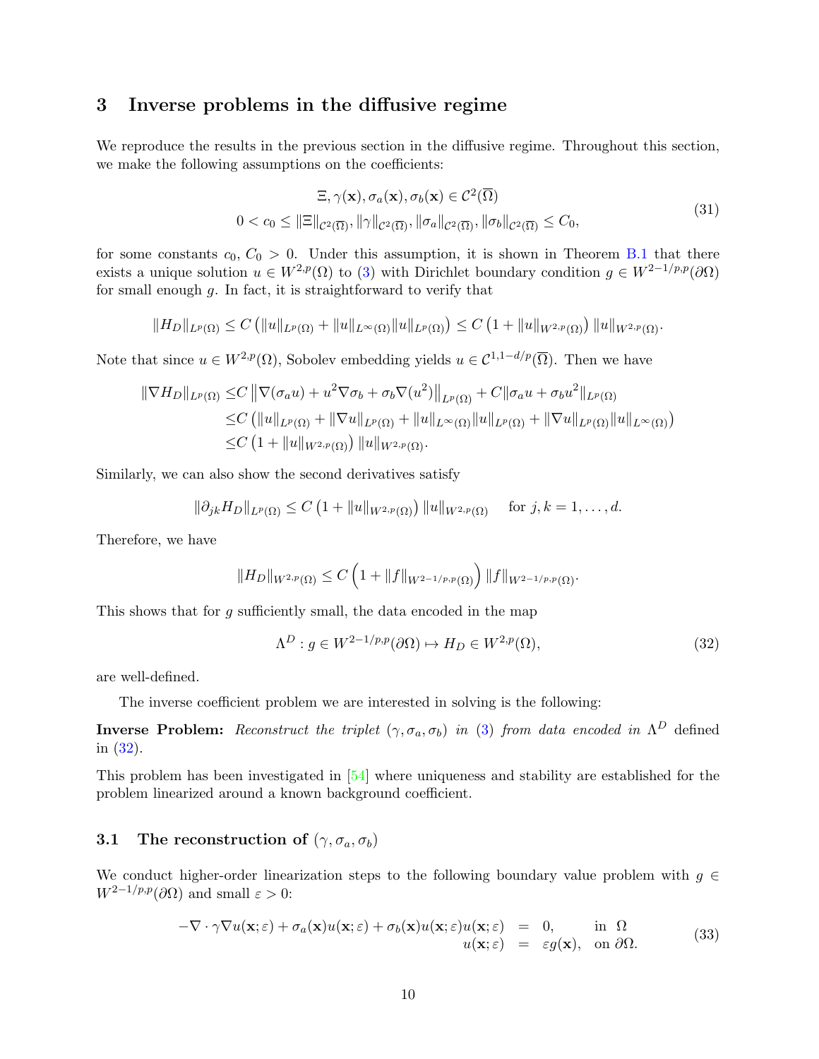## 3 Inverse problems in the diffusive regime

We reproduce the results in the previous section in the diffusive regime. Throughout this section, we make the following assumptions on the coefficients:

$$
\begin{aligned}
&\Xi, \gamma(\mathbf{x}), \sigma_a(\mathbf{x}), \sigma_b(\mathbf{x}) \in \mathcal{C}^2(\overline{\Omega}) \\
0 < c_0 \leq \|\Xi\|_{\mathcal{C}^2(\overline{\Omega})}, &\|\gamma\|_{\mathcal{C}^2(\overline{\Omega})}, \|\sigma_a\|_{\mathcal{C}^2(\overline{\Omega})}, \|\sigma_b\|_{\mathcal{C}^2(\overline{\Omega})} \leq C_0,
\end{aligned}
\tag{31}
$$

for some constants $c_0$, $C_0 > 0$. Under this assumption, it is shown in Theorem B.1 that there exists a unique solution $u \in W^{2,p}(\Omega)$ to (3) with Dirichlet boundary condition $g \in W^{2-1/p,p}(\partial\Omega)$ for small enough $g$. In fact, it is straightforward to verify that

$$
\|H_D\|_{L^p(\Omega)} \leq C\left(\|u\|_{L^p(\Omega)} + \|u\|_{L^\infty(\Omega)}\|u\|_{L^p(\Omega)}\right) \leq C\left(1 + \|u\|_{W^{2,p}(\Omega)}\right)\|u\|_{W^{2,p}(\Omega)}.
$$

Note that since $u \in W^{2,p}(\Omega)$, Sobolev embedding yields $u \in \mathcal{C}^{1,1-d/p}(\overline{\Omega})$. Then we have

$$
\begin{aligned}
\|\nabla H_D\|_{L^p(\Omega)} \leq& C\left\|\nabla(\sigma_a u) + u^2\nabla\sigma_b + \sigma_b\nabla(u^2)\right\|_{L^p(\Omega)} + C\|\sigma_a u + \sigma_b u^2\|_{L^p(\Omega)} \\
\leq& C\left(\|u\|_{L^p(\Omega)} + \|\nabla u\|_{L^p(\Omega)} + \|u\|_{L^\infty(\Omega)}\|u\|_{L^p(\Omega)} + \|\nabla u\|_{L^p(\Omega)}\|u\|_{L^\infty(\Omega)}\right) \\
\leq& C\left(1 + \|u\|_{W^{2,p}(\Omega)}\right)\|u\|_{W^{2,p}(\Omega)}.
\end{aligned}
$$

Similarly, we can also show the second derivatives satisfy

$$
\|\partial_{jk} H_D\|_{L^p(\Omega)} \leq C\left(1 + \|u\|_{W^{2,p}(\Omega)}\right)\|u\|_{W^{2,p}(\Omega)} \quad \text{for } j, k = 1, \ldots, d.
$$

Therefore, we have

$$
\|H_D\|_{W^{2,p}(\Omega)} \leq C\left(1 + \|f\|_{W^{2-1/p,p}(\Omega)}\right)\|f\|_{W^{2-1/p,p}(\Omega)}.
$$

This shows that for $g$ sufficiently small, the data encoded in the map

$$
\Lambda^D : g \in W^{2-1/p,p}(\partial\Omega) \mapsto H_D \in W^{2,p}(\Omega), \tag{32}
$$

are well-defined.

The inverse coefficient problem we are interested in solving is the following:

**Inverse Problem:** *Reconstruct the triplet $(\gamma, \sigma_a, \sigma_b)$ in (3) from data encoded in $\Lambda^D$* defined in (32).

This problem has been investigated in [54] where uniqueness and stability are established for the problem linearized around a known background coefficient.

### 3.1 The reconstruction of $(\gamma, \sigma_a, \sigma_b)$

We conduct higher-order linearization steps to the following boundary value problem with $g \in W^{2-1/p,p}(\partial\Omega)$ and small $\varepsilon > 0$:

$$
\begin{aligned}
-\nabla \cdot \gamma \nabla u(\mathbf{x};\varepsilon) + \sigma_a(\mathbf{x})u(\mathbf{x};\varepsilon) + \sigma_b(\mathbf{x})u(\mathbf{x};\varepsilon)u(\mathbf{x};\varepsilon) &= 0, \quad \text{in } \Omega \\
u(\mathbf{x};\varepsilon) &= \varepsilon g(\mathbf{x}), \quad \text{on } \partial\Omega.
\end{aligned}
\tag{33}
$$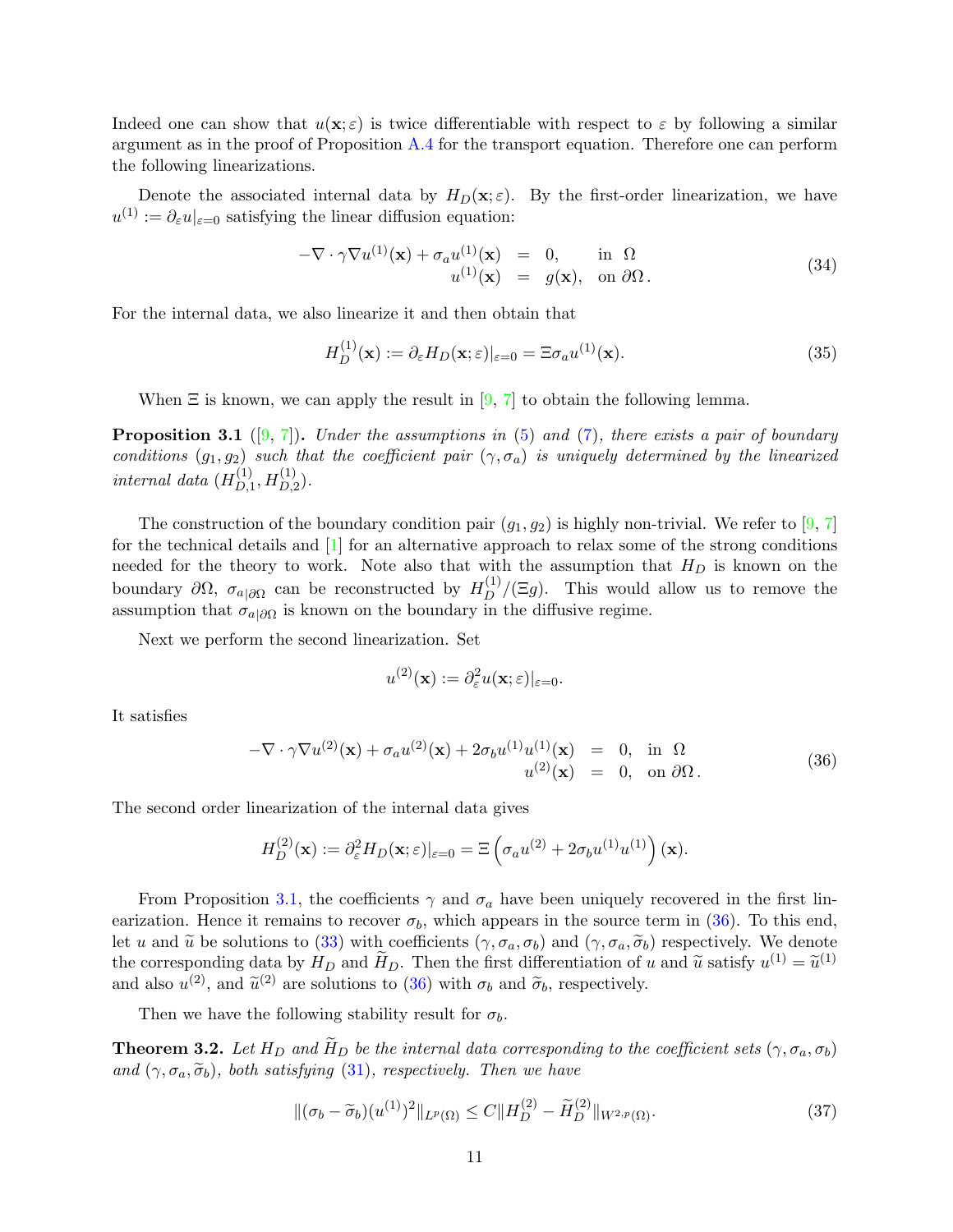Indeed one can show that $u(\mathbf{x};\varepsilon)$ is twice differentiable with respect to $\varepsilon$ by following a similar argument as in the proof of Proposition A.4 for the transport equation. Therefore one can perform the following linearizations.

Denote the associated internal data by $H_D(\mathbf{x};\varepsilon)$. By the first-order linearization, we have $u^{(1)} := \partial_\varepsilon u|_{\varepsilon=0}$ satisfying the linear diffusion equation:

$$
\begin{aligned}
-\nabla\cdot\gamma\nabla u^{(1)}(\mathbf{x}) + \sigma_a u^{(1)}(\mathbf{x}) &= 0, \quad &&\text{in } \Omega\\
u^{(1)}(\mathbf{x}) &= g(\mathbf{x}), &&\text{on } \partial\Omega\,.
\end{aligned}
\tag{34}
$$

For the internal data, we also linearize it and then obtain that

$$
H_D^{(1)}(\mathbf{x}) := \partial_\varepsilon H_D(\mathbf{x};\varepsilon)|_{\varepsilon=0} = \Xi\sigma_a u^{(1)}(\mathbf{x}). \tag{35}
$$

When $\Xi$ is known, we can apply the result in [9, 7] to obtain the following lemma.

**Proposition 3.1** ([9, 7])**.** *Under the assumptions in (5) and (7), there exists a pair of boundary conditions $(g_1, g_2)$ such that the coefficient pair $(\gamma, \sigma_a)$ is uniquely determined by the linearized internal data $(H_{D,1}^{(1)}, H_{D,2}^{(1)})$.*

The construction of the boundary condition pair $(g_1, g_2)$ is highly non-trivial. We refer to [9, 7] for the technical details and [1] for an alternative approach to relax some of the strong conditions needed for the theory to work. Note also that with the assumption that $H_D$ is known on the boundary $\partial\Omega$, $\sigma_{a|\partial\Omega}$ can be reconstructed by $H_D^{(1)}/(\Xi g)$. This would allow us to remove the assumption that $\sigma_{a|\partial\Omega}$ is known on the boundary in the diffusive regime.

Next we perform the second linearization. Set

$$
u^{(2)}(\mathbf{x}) := \partial_\varepsilon^2 u(\mathbf{x};\varepsilon)|_{\varepsilon=0}.
$$

It satisfies

$$
\begin{aligned}
-\nabla\cdot\gamma\nabla u^{(2)}(\mathbf{x}) + \sigma_a u^{(2)}(\mathbf{x}) + 2\sigma_b u^{(1)}u^{(1)}(\mathbf{x}) &= 0, \quad &&\text{in } \Omega\\
u^{(2)}(\mathbf{x}) &= 0, &&\text{on } \partial\Omega\,.
\end{aligned}
\tag{36}
$$

The second order linearization of the internal data gives

$$
H_D^{(2)}(\mathbf{x}) := \partial_\varepsilon^2 H_D(\mathbf{x};\varepsilon)|_{\varepsilon=0} = \Xi\left(\sigma_a u^{(2)} + 2\sigma_b u^{(1)}u^{(1)}\right)(\mathbf{x}).
$$

From Proposition 3.1, the coefficients $\gamma$ and $\sigma_a$ have been uniquely recovered in the first linearization. Hence it remains to recover $\sigma_b$, which appears in the source term in (36). To this end, let $u$ and $\widetilde{u}$ be solutions to (33) with coefficients $(\gamma, \sigma_a, \sigma_b)$ and $(\gamma, \sigma_a, \widetilde{\sigma}_b)$ respectively. We denote the corresponding data by $H_D$ and $\widetilde{H}_D$. Then the first differentiation of $u$ and $\widetilde{u}$ satisfy $u^{(1)} = \widetilde{u}^{(1)}$ and also $u^{(2)}$, and $\widetilde{u}^{(2)}$ are solutions to (36) with $\sigma_b$ and $\widetilde{\sigma}_b$, respectively.

Then we have the following stability result for $\sigma_b$.

**Theorem 3.2.** *Let $H_D$ and $\widetilde{H}_D$ be the internal data corresponding to the coefficient sets $(\gamma, \sigma_a, \sigma_b)$ and $(\gamma, \sigma_a, \widetilde{\sigma}_b)$, both satisfying (31), respectively. Then we have*

$$
\|(\sigma_b - \widetilde{\sigma}_b)(u^{(1)})^2\|_{L^p(\Omega)} \le C\|H_D^{(2)} - \widetilde{H}_D^{(2)}\|_{W^{2,p}(\Omega)}. \tag{37}
$$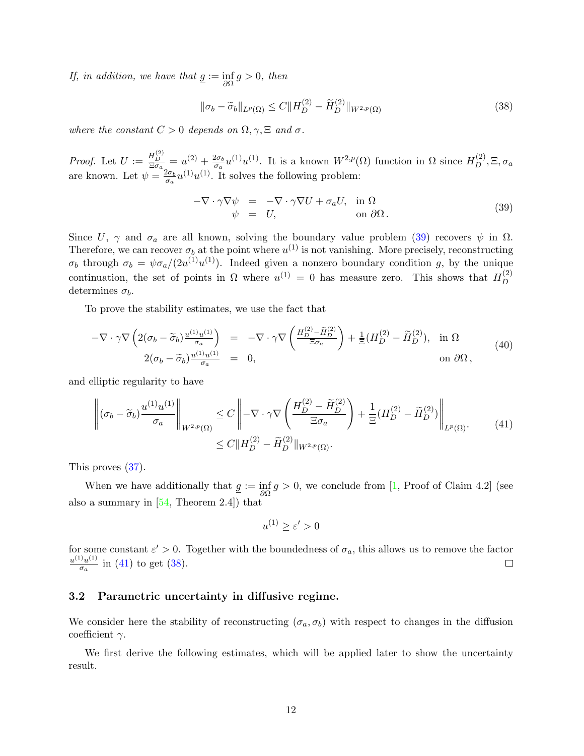*If, in addition, we have that $\underline{g} := \inf_{\partial\Omega} g > 0$, then*

$$\|\sigma_b - \widetilde{\sigma}_b\|_{L^p(\Omega)} \le C \|H_D^{(2)} - \widetilde{H}_D^{(2)}\|_{W^{2,p}(\Omega)} \tag{38}$$

*where the constant $C > 0$ depends on $\Omega, \gamma, \Xi$ and $\sigma$.*

*Proof.* Let $U := \frac{H_D^{(2)}}{\Xi \sigma_a} = u^{(2)} + \frac{2\sigma_b}{\sigma_a} u^{(1)} u^{(1)}$. It is a known $W^{2,p}(\Omega)$ function in $\Omega$ since $H_D^{(2)}, \Xi, \sigma_a$ are known. Let $\psi = \frac{2\sigma_b}{\sigma_a} u^{(1)} u^{(1)}$. It solves the following problem:

$$\begin{aligned} -\nabla \cdot \gamma \nabla \psi &= -\nabla \cdot \gamma \nabla U + \sigma_a U, && \text{in } \Omega \\ \psi &= U, && \text{on } \partial\Omega\,. \end{aligned} \tag{39}$$

Since $U$, $\gamma$ and $\sigma_a$ are all known, solving the boundary value problem (39) recovers $\psi$ in $\Omega$. Therefore, we can recover $\sigma_b$ at the point where $u^{(1)}$ is not vanishing. More precisely, reconstructing $\sigma_b$ through $\sigma_b = \psi \sigma_a / (2u^{(1)} u^{(1)})$. Indeed given a nonzero boundary condition $g$, by the unique continuation, the set of points in $\Omega$ where $u^{(1)} = 0$ has measure zero. This shows that $H_D^{(2)}$ determines $\sigma_b$.

To prove the stability estimates, we use the fact that

$$\begin{aligned} -\nabla \cdot \gamma \nabla \left( 2(\sigma_b - \widetilde{\sigma}_b) \frac{u^{(1)} u^{(1)}}{\sigma_a} \right) &= -\nabla \cdot \gamma \nabla \left( \frac{H_D^{(2)} - \widetilde{H}_D^{(2)}}{\Xi \sigma_a} \right) + \frac{1}{\Xi} (H_D^{(2)} - \widetilde{H}_D^{(2)}), && \text{in } \Omega \\ 2(\sigma_b - \widetilde{\sigma}_b) \frac{u^{(1)} u^{(1)}}{\sigma_a} &= 0, && \text{on } \partial\Omega\,, \end{aligned} \tag{40}$$

and elliptic regularity to have

$$\begin{aligned} \left\| (\sigma_b - \widetilde{\sigma}_b) \frac{u^{(1)} u^{(1)}}{\sigma_a} \right\|_{W^{2,p}(\Omega)} &\le C \left\| -\nabla \cdot \gamma \nabla \left( \frac{H_D^{(2)} - \widetilde{H}_D^{(2)}}{\Xi \sigma_a} \right) + \frac{1}{\Xi} (H_D^{(2)} - \widetilde{H}_D^{(2)}) \right\|_{L^p(\Omega)}. \\ &\le C \|H_D^{(2)} - \widetilde{H}_D^{(2)}\|_{W^{2,p}(\Omega)}. \end{aligned} \tag{41}$$

This proves (37).

When we have additionally that $\underline{g} := \inf_{\partial\Omega} g > 0$, we conclude from [1, Proof of Claim 4.2] (see also a summary in [54, Theorem 2.4]) that

$$u^{(1)} \ge \varepsilon' > 0$$

for some constant $\varepsilon' > 0$. Together with the boundedness of $\sigma_a$, this allows us to remove the factor $\frac{u^{(1)} u^{(1)}}{\sigma_a}$ in (41) to get (38). $\square$

### 3.2 Parametric uncertainty in diffusive regime.

We consider here the stability of reconstructing $(\sigma_a, \sigma_b)$ with respect to changes in the diffusion coefficient $\gamma$.

We first derive the following estimates, which will be applied later to show the uncertainty result.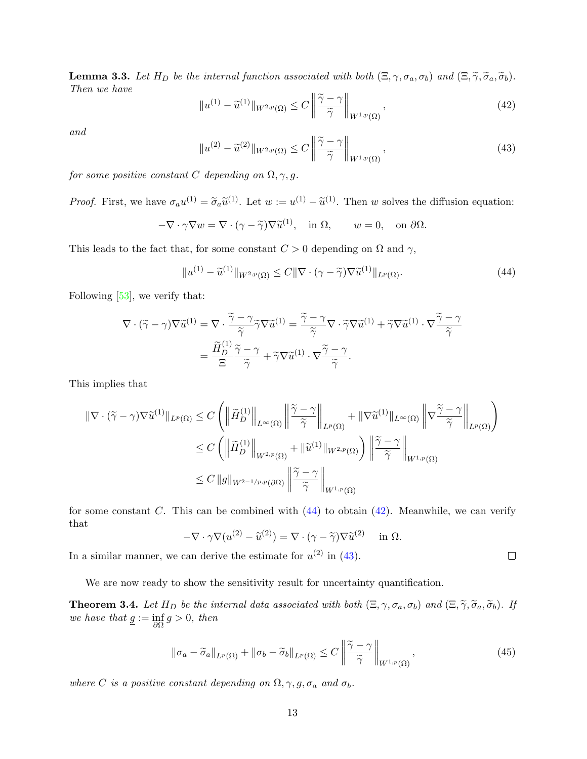**Lemma 3.3.** *Let $H_D$ be the internal function associated with both $(\Xi, \gamma, \sigma_a, \sigma_b)$ and $(\Xi, \widetilde{\gamma}, \widetilde{\sigma}_a, \widetilde{\sigma}_b)$. Then we have*

$$\|u^{(1)} - \widetilde{u}^{(1)}\|_{W^{2,p}(\Omega)} \leq C \left\| \frac{\widetilde{\gamma} - \gamma}{\widetilde{\gamma}} \right\|_{W^{1,p}(\Omega)}, \tag{42}$$

*and*

$$\|u^{(2)} - \widetilde{u}^{(2)}\|_{W^{2,p}(\Omega)} \leq C \left\| \frac{\widetilde{\gamma} - \gamma}{\widetilde{\gamma}} \right\|_{W^{1,p}(\Omega)}, \tag{43}$$

*for some positive constant $C$ depending on $\Omega, \gamma, g$.*

*Proof.* First, we have $\sigma_a u^{(1)} = \widetilde{\sigma}_a \widetilde{u}^{(1)}$. Let $w := u^{(1)} - \widetilde{u}^{(1)}$. Then $w$ solves the diffusion equation:

$$-\nabla \cdot \gamma \nabla w = \nabla \cdot (\gamma - \widetilde{\gamma}) \nabla \widetilde{u}^{(1)}, \quad \text{in } \Omega, \qquad w = 0, \quad \text{on } \partial\Omega.$$

This leads to the fact that, for some constant $C > 0$ depending on $\Omega$ and $\gamma$,

$$\|u^{(1)} - \widetilde{u}^{(1)}\|_{W^{2,p}(\Omega)} \leq C \|\nabla \cdot (\gamma - \widetilde{\gamma}) \nabla \widetilde{u}^{(1)}\|_{L^p(\Omega)}. \tag{44}$$

Following [53], we verify that:

$$\begin{aligned}
\nabla \cdot (\widetilde{\gamma} - \gamma) \nabla \widetilde{u}^{(1)} &= \nabla \cdot \frac{\widetilde{\gamma} - \gamma}{\widetilde{\gamma}} \widetilde{\gamma} \nabla \widetilde{u}^{(1)} = \frac{\widetilde{\gamma} - \gamma}{\widetilde{\gamma}} \nabla \cdot \widetilde{\gamma} \nabla \widetilde{u}^{(1)} + \widetilde{\gamma} \nabla \widetilde{u}^{(1)} \cdot \nabla \frac{\widetilde{\gamma} - \gamma}{\widetilde{\gamma}} \\
&= \frac{\widetilde{H}_D^{(1)}}{\Xi} \frac{\widetilde{\gamma} - \gamma}{\widetilde{\gamma}} + \widetilde{\gamma} \nabla \widetilde{u}^{(1)} \cdot \nabla \frac{\widetilde{\gamma} - \gamma}{\widetilde{\gamma}}.
\end{aligned}$$

This implies that

$$\begin{aligned}
\|\nabla \cdot (\widetilde{\gamma} - \gamma) \nabla \widetilde{u}^{(1)}\|_{L^p(\Omega)} &\leq C \left( \left\| \widetilde{H}_D^{(1)} \right\|_{L^\infty(\Omega)} \left\| \frac{\widetilde{\gamma} - \gamma}{\widetilde{\gamma}} \right\|_{L^p(\Omega)} + \|\nabla \widetilde{u}^{(1)}\|_{L^\infty(\Omega)} \left\| \nabla \frac{\widetilde{\gamma} - \gamma}{\widetilde{\gamma}} \right\|_{L^p(\Omega)} \right) \\
&\leq C \left( \left\| \widetilde{H}_D^{(1)} \right\|_{W^{2,p}(\Omega)} + \|\widetilde{u}^{(1)}\|_{W^{2,p}(\Omega)} \right) \left\| \frac{\widetilde{\gamma} - \gamma}{\widetilde{\gamma}} \right\|_{W^{1,p}(\Omega)} \\
&\leq C \|g\|_{W^{2-1/p,p}(\partial\Omega)} \left\| \frac{\widetilde{\gamma} - \gamma}{\widetilde{\gamma}} \right\|_{W^{1,p}(\Omega)}
\end{aligned}$$

for some constant $C$. This can be combined with (44) to obtain (42). Meanwhile, we can verify that

$$-\nabla \cdot \gamma \nabla (u^{(2)} - \widetilde{u}^{(2)}) = \nabla \cdot (\gamma - \widetilde{\gamma}) \nabla \widetilde{u}^{(2)} \quad \text{in } \Omega.$$

In a similar manner, we can derive the estimate for $u^{(2)}$ in (43). $\square$

We are now ready to show the sensitivity result for uncertainty quantification.

**Theorem 3.4.** *Let $H_D$ be the internal data associated with both $(\Xi, \gamma, \sigma_a, \sigma_b)$ and $(\Xi, \widetilde{\gamma}, \widetilde{\sigma}_a, \widetilde{\sigma}_b)$. If we have that $\underline{g} := \inf_{\partial\Omega} g > 0$, then*

$$\|\sigma_a - \widetilde{\sigma}_a\|_{L^p(\Omega)} + \|\sigma_b - \widetilde{\sigma}_b\|_{L^p(\Omega)} \leq C \left\| \frac{\widetilde{\gamma} - \gamma}{\widetilde{\gamma}} \right\|_{W^{1,p}(\Omega)}, \tag{45}$$

*where $C$ is a positive constant depending on $\Omega, \gamma, g, \sigma_a$ and $\sigma_b$.*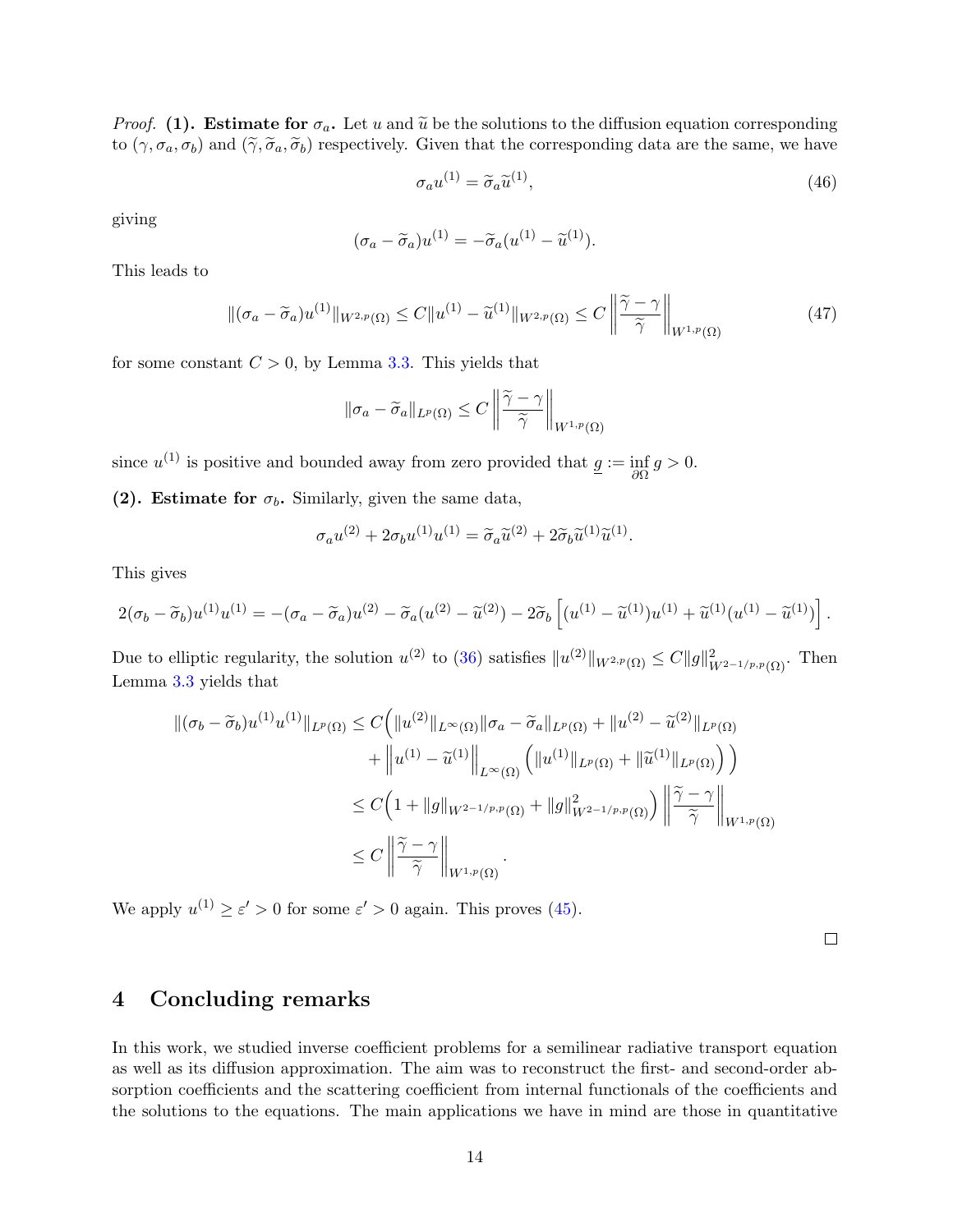*Proof.* **(1). Estimate for $\sigma_a$.** Let $u$ and $\widetilde{u}$ be the solutions to the diffusion equation corresponding to $(\gamma, \sigma_a, \sigma_b)$ and $(\widetilde{\gamma}, \widetilde{\sigma}_a, \widetilde{\sigma}_b)$ respectively. Given that the corresponding data are the same, we have

$$\sigma_a u^{(1)} = \widetilde{\sigma}_a \widetilde{u}^{(1)}, \tag{46}$$

giving

$$(\sigma_a - \widetilde{\sigma}_a) u^{(1)} = -\widetilde{\sigma}_a (u^{(1)} - \widetilde{u}^{(1)}).$$

This leads to

$$\|(\sigma_a - \widetilde{\sigma}_a) u^{(1)}\|_{W^{2,p}(\Omega)} \leq C \|u^{(1)} - \widetilde{u}^{(1)}\|_{W^{2,p}(\Omega)} \leq C \left\| \frac{\widetilde{\gamma} - \gamma}{\widetilde{\gamma}} \right\|_{W^{1,p}(\Omega)} \tag{47}$$

for some constant $C > 0$, by Lemma 3.3. This yields that

$$\|\sigma_a - \widetilde{\sigma}_a\|_{L^p(\Omega)} \leq C \left\| \frac{\widetilde{\gamma} - \gamma}{\widetilde{\gamma}} \right\|_{W^{1,p}(\Omega)}$$

since $u^{(1)}$ is positive and bounded away from zero provided that $\underline{g} := \inf_{\partial\Omega} g > 0$.

**(2). Estimate for $\sigma_b$.** Similarly, given the same data,

$$\sigma_a u^{(2)} + 2\sigma_b u^{(1)} u^{(1)} = \widetilde{\sigma}_a \widetilde{u}^{(2)} + 2\widetilde{\sigma}_b \widetilde{u}^{(1)} \widetilde{u}^{(1)}.$$

This gives

$$2(\sigma_b - \widetilde{\sigma}_b) u^{(1)} u^{(1)} = -(\sigma_a - \widetilde{\sigma}_a) u^{(2)} - \widetilde{\sigma}_a (u^{(2)} - \widetilde{u}^{(2)}) - 2\widetilde{\sigma}_b \left[ (u^{(1)} - \widetilde{u}^{(1)}) u^{(1)} + \widetilde{u}^{(1)} (u^{(1)} - \widetilde{u}^{(1)}) \right].$$

Due to elliptic regularity, the solution $u^{(2)}$ to (36) satisfies $\|u^{(2)}\|_{W^{2,p}(\Omega)} \leq C \|g\|^2_{W^{2-1/p,p}(\Omega)}$. Then Lemma 3.3 yields that

$$\begin{aligned}
\|(\sigma_b - \widetilde{\sigma}_b) u^{(1)} u^{(1)}\|_{L^p(\Omega)} &\leq C \Big( \|u^{(2)}\|_{L^\infty(\Omega)} \|\sigma_a - \widetilde{\sigma}_a\|_{L^p(\Omega)} + \|u^{(2)} - \widetilde{u}^{(2)}\|_{L^p(\Omega)} \\
&\quad + \left\| u^{(1)} - \widetilde{u}^{(1)} \right\|_{L^\infty(\Omega)} \left( \|u^{(1)}\|_{L^p(\Omega)} + \|\widetilde{u}^{(1)}\|_{L^p(\Omega)} \right) \Big) \\
&\leq C \Big( 1 + \|g\|_{W^{2-1/p,p}(\Omega)} + \|g\|^2_{W^{2-1/p,p}(\Omega)} \Big) \left\| \frac{\widetilde{\gamma} - \gamma}{\widetilde{\gamma}} \right\|_{W^{1,p}(\Omega)} \\
&\leq C \left\| \frac{\widetilde{\gamma} - \gamma}{\widetilde{\gamma}} \right\|_{W^{1,p}(\Omega)}.
\end{aligned}$$

We apply $u^{(1)} \geq \varepsilon' > 0$ for some $\varepsilon' > 0$ again. This proves (45).

□

## 4 Concluding remarks

In this work, we studied inverse coefficient problems for a semilinear radiative transport equation as well as its diffusion approximation. The aim was to reconstruct the first- and second-order absorption coefficients and the scattering coefficient from internal functionals of the coefficients and the solutions to the equations. The main applications we have in mind are those in quantitative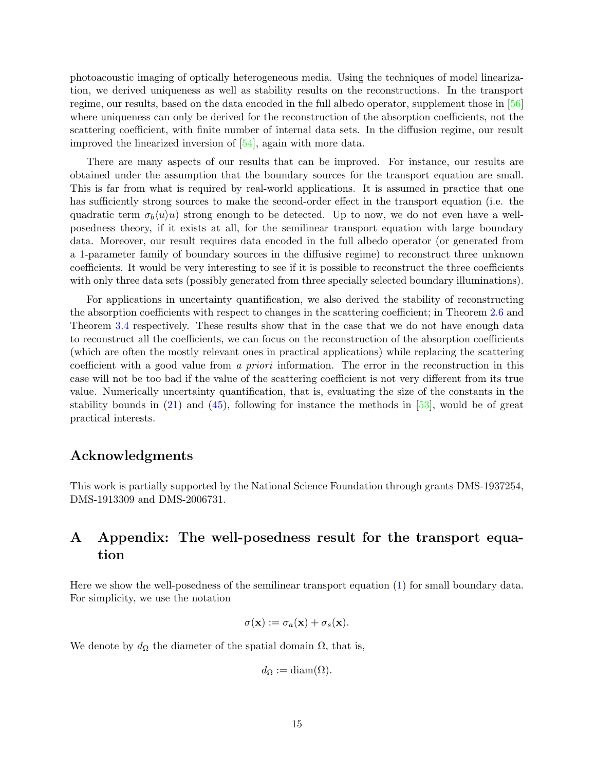photoacoustic imaging of optically heterogeneous media. Using the techniques of model linearization, we derived uniqueness as well as stability results on the reconstructions. In the transport regime, our results, based on the data encoded in the full albedo operator, supplement those in [56] where uniqueness can only be derived for the reconstruction of the absorption coefficients, not the scattering coefficient, with finite number of internal data sets. In the diffusion regime, our result improved the linearized inversion of [54], again with more data.

There are many aspects of our results that can be improved. For instance, our results are obtained under the assumption that the boundary sources for the transport equation are small. This is far from what is required by real-world applications. It is assumed in practice that one has sufficiently strong sources to make the second-order effect in the transport equation (i.e. the quadratic term $\sigma_b\langle u\rangle u$) strong enough to be detected. Up to now, we do not even have a well-posedness theory, if it exists at all, for the semilinear transport equation with large boundary data. Moreover, our result requires data encoded in the full albedo operator (or generated from a 1-parameter family of boundary sources in the diffusive regime) to reconstruct three unknown coefficients. It would be very interesting to see if it is possible to reconstruct the three coefficients with only three data sets (possibly generated from three specially selected boundary illuminations).

For applications in uncertainty quantification, we also derived the stability of reconstructing the absorption coefficients with respect to changes in the scattering coefficient; in Theorem 2.6 and Theorem 3.4 respectively. These results show that in the case that we do not have enough data to reconstruct all the coefficients, we can focus on the reconstruction of the absorption coefficients (which are often the mostly relevant ones in practical applications) while replacing the scattering coefficient with a good value from *a priori* information. The error in the reconstruction in this case will not be too bad if the value of the scattering coefficient is not very different from its true value. Numerically uncertainty quantification, that is, evaluating the size of the constants in the stability bounds in (21) and (45), following for instance the methods in [53], would be of great practical interests.

## Acknowledgments

This work is partially supported by the National Science Foundation through grants DMS-1937254, DMS-1913309 and DMS-2006731.

## A Appendix: The well-posedness result for the transport equation

Here we show the well-posedness of the semilinear transport equation (1) for small boundary data. For simplicity, we use the notation

$$\sigma(\mathbf{x}) := \sigma_a(\mathbf{x}) + \sigma_s(\mathbf{x}).$$

We denote by $d_\Omega$ the diameter of the spatial domain $\Omega$, that is,

$$d_\Omega := \mathrm{diam}(\Omega).$$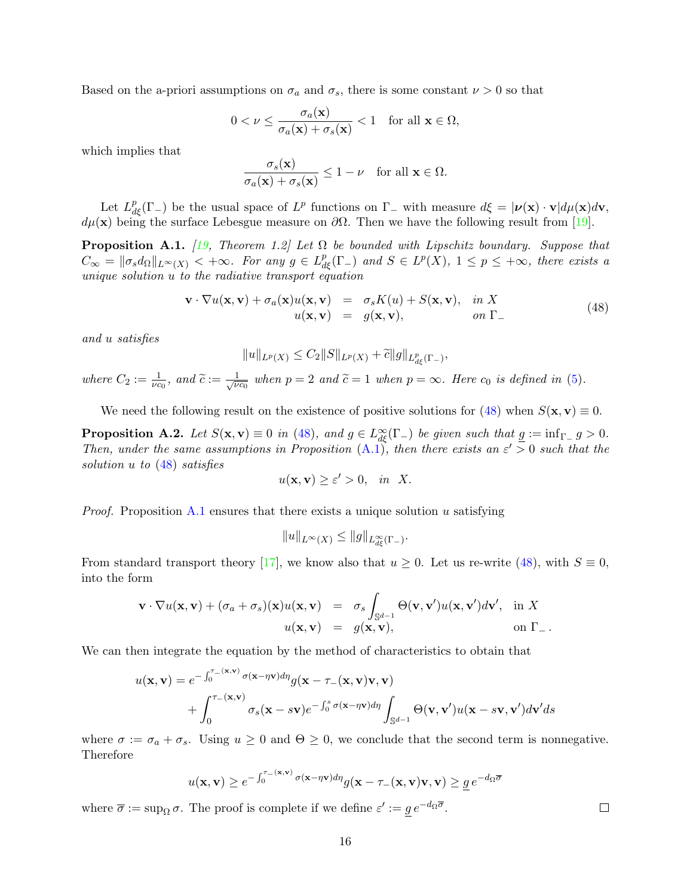Based on the a-priori assumptions on $\sigma_a$ and $\sigma_s$, there is some constant $\nu > 0$ so that

$$0 < \nu \leq \frac{\sigma_a(\mathbf{x})}{\sigma_a(\mathbf{x}) + \sigma_s(\mathbf{x})} < 1 \quad \text{for all } \mathbf{x} \in \Omega,$$

which implies that

$$\frac{\sigma_s(\mathbf{x})}{\sigma_a(\mathbf{x}) + \sigma_s(\mathbf{x})} \leq 1 - \nu \quad \text{for all } \mathbf{x} \in \Omega.$$

Let $L^p_{d\xi}(\Gamma_-)$ be the usual space of $L^p$ functions on $\Gamma_-$ with measure $d\xi = |\boldsymbol{\nu}(\mathbf{x}) \cdot \mathbf{v}| d\mu(\mathbf{x}) d\mathbf{v}$, $d\mu(\mathbf{x})$ being the surface Lebesgue measure on $\partial\Omega$. Then we have the following result from [19].

**Proposition A.1.** *[19, Theorem 1.2] Let $\Omega$ be bounded with Lipschitz boundary. Suppose that $C_\infty = \|\sigma_s d_\Omega\|_{L^\infty(X)} < +\infty$. For any $g \in L^p_{d\xi}(\Gamma_-)$ and $S \in L^p(X)$, $1 \leq p \leq +\infty$, there exists a unique solution $u$ to the radiative transport equation*

$$\begin{aligned} \mathbf{v} \cdot \nabla u(\mathbf{x}, \mathbf{v}) + \sigma_a(\mathbf{x}) u(\mathbf{x}, \mathbf{v}) &= \sigma_s K(u) + S(\mathbf{x}, \mathbf{v}), && \text{in } X \\ u(\mathbf{x}, \mathbf{v}) &= g(\mathbf{x}, \mathbf{v}), && \text{on } \Gamma_- \end{aligned} \tag{48}$$

*and $u$ satisfies*

$$\|u\|_{L^p(X)} \leq C_2 \|S\|_{L^p(X)} + \widetilde{c} \|g\|_{L^p_{d\xi}(\Gamma_-)},$$

*where $C_2 := \frac{1}{\nu c_0}$, and $\widetilde{c} := \frac{1}{\sqrt{\nu c_0}}$ when $p = 2$ and $\widetilde{c} = 1$ when $p = \infty$. Here $c_0$ is defined in (5).*

We need the following result on the existence of positive solutions for (48) when $S(\mathbf{x}, \mathbf{v}) \equiv 0$.

**Proposition A.2.** *Let $S(\mathbf{x}, \mathbf{v}) \equiv 0$ in (48), and $g \in L^\infty_{d\xi}(\Gamma_-)$ be given such that $\underline{g} := \inf_{\Gamma_-} g > 0$. Then, under the same assumptions in Proposition (A.1), then there exists an $\varepsilon' > 0$ such that the solution $u$ to (48) satisfies*

$$u(\mathbf{x}, \mathbf{v}) \geq \varepsilon' > 0, \quad \text{in} \quad X.$$

*Proof.* Proposition A.1 ensures that there exists a unique solution $u$ satisfying

$$\|u\|_{L^\infty(X)} \leq \|g\|_{L^\infty_{d\xi}(\Gamma_-)}.$$

From standard transport theory [17], we know also that $u \geq 0$. Let us re-write (48), with $S \equiv 0$, into the form

$$\begin{aligned} \mathbf{v} \cdot \nabla u(\mathbf{x}, \mathbf{v}) + (\sigma_a + \sigma_s)(\mathbf{x}) u(\mathbf{x}, \mathbf{v}) &= \sigma_s \int_{\mathbb{S}^{d-1}} \Theta(\mathbf{v}, \mathbf{v}') u(\mathbf{x}, \mathbf{v}') d\mathbf{v}', && \text{in } X \\ u(\mathbf{x}, \mathbf{v}) &= g(\mathbf{x}, \mathbf{v}), && \text{on } \Gamma_- . \end{aligned}$$

We can then integrate the equation by the method of characteristics to obtain that

$$\begin{aligned} u(\mathbf{x}, \mathbf{v}) = \; & e^{-\int_0^{\tau_-(\mathbf{x},\mathbf{v})} \sigma(\mathbf{x} - \eta \mathbf{v}) d\eta} g(\mathbf{x} - \tau_-(\mathbf{x}, \mathbf{v}) \mathbf{v}, \mathbf{v}) \\ & + \int_0^{\tau_-(\mathbf{x},\mathbf{v})} \sigma_s(\mathbf{x} - s\mathbf{v}) e^{-\int_0^s \sigma(\mathbf{x} - \eta \mathbf{v}) d\eta} \int_{\mathbb{S}^{d-1}} \Theta(\mathbf{v}, \mathbf{v}') u(\mathbf{x} - s\mathbf{v}, \mathbf{v}') d\mathbf{v}' ds \end{aligned}$$

where $\sigma := \sigma_a + \sigma_s$. Using $u \geq 0$ and $\Theta \geq 0$, we conclude that the second term is nonnegative. Therefore

$$u(\mathbf{x}, \mathbf{v}) \geq e^{-\int_0^{\tau_-(\mathbf{x},\mathbf{v})} \sigma(\mathbf{x} - \eta \mathbf{v}) d\eta} g(\mathbf{x} - \tau_-(\mathbf{x}, \mathbf{v}) \mathbf{v}, \mathbf{v}) \geq \underline{g}\, e^{-d_\Omega \overline{\sigma}}$$

where $\overline{\sigma} := \sup_\Omega \sigma$. The proof is complete if we define $\varepsilon' := \underline{g}\, e^{-d_\Omega \overline{\sigma}}$. $\square$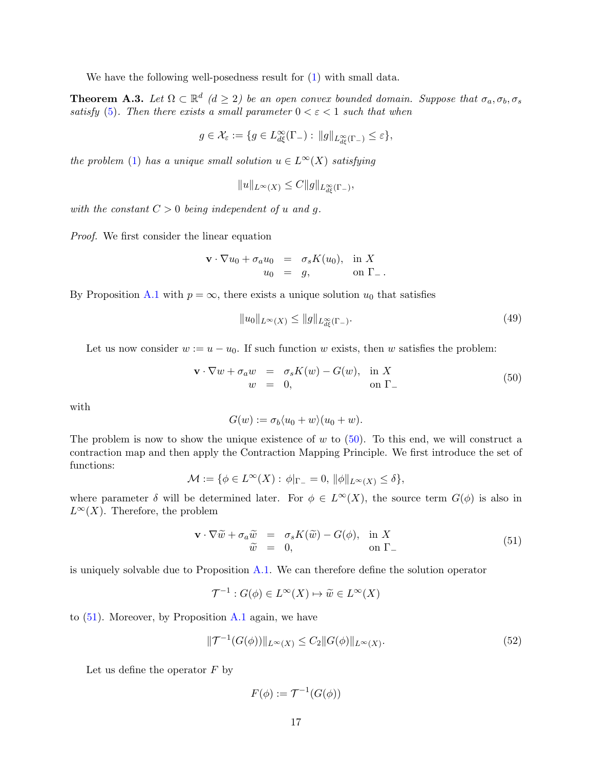We have the following well-posedness result for (1) with small data.

**Theorem A.3.** *Let $\Omega \subset \mathbb{R}^d$ $(d \geq 2)$ be an open convex bounded domain. Suppose that $\sigma_a, \sigma_b, \sigma_s$ satisfy (5). Then there exists a small parameter $0 < \varepsilon < 1$ such that when*

$$g \in \mathcal{X}_\varepsilon := \{g \in L^\infty_{d\xi}(\Gamma_-) : \|g\|_{L^\infty_{d\xi}(\Gamma_-)} \leq \varepsilon\},$$

*the problem (1) has a unique small solution $u \in L^\infty(X)$ satisfying*

$$\|u\|_{L^\infty(X)} \leq C\|g\|_{L^\infty_{d\xi}(\Gamma_-)},$$

*with the constant $C > 0$ being independent of $u$ and $g$.*

*Proof.* We first consider the linear equation

$$\begin{aligned} \mathbf{v} \cdot \nabla u_0 + \sigma_a u_0 &= \sigma_s K(u_0), \quad \text{in } X \\ u_0 &= g, \qquad\qquad \text{on } \Gamma_- . \end{aligned}$$

By Proposition A.1 with $p = \infty$, there exists a unique solution $u_0$ that satisfies

$$\|u_0\|_{L^\infty(X)} \leq \|g\|_{L^\infty_{d\xi}(\Gamma_-)}. \tag{49}$$

Let us now consider $w := u - u_0$. If such function $w$ exists, then $w$ satisfies the problem:

$$\begin{aligned} \mathbf{v} \cdot \nabla w + \sigma_a w &= \sigma_s K(w) - G(w), \quad \text{in } X \\ w &= 0, \qquad\qquad\qquad\quad \text{on } \Gamma_- \end{aligned} \tag{50}$$

with

$$G(w) := \sigma_b \langle u_0 + w \rangle (u_0 + w).$$

The problem is now to show the unique existence of $w$ to (50). To this end, we will construct a contraction map and then apply the Contraction Mapping Principle. We first introduce the set of functions:

$$\mathcal{M} := \{\phi \in L^\infty(X) : \phi|_{\Gamma_-} = 0, \ \|\phi\|_{L^\infty(X)} \leq \delta\},$$

where parameter $\delta$ will be determined later. For $\phi \in L^\infty(X)$, the source term $G(\phi)$ is also in $L^\infty(X)$. Therefore, the problem

$$\begin{aligned} \mathbf{v} \cdot \nabla \widetilde{w} + \sigma_a \widetilde{w} &= \sigma_s K(\widetilde{w}) - G(\phi), \quad \text{in } X \\ \widetilde{w} &= 0, \qquad\qquad\qquad\quad \text{on } \Gamma_- \end{aligned} \tag{51}$$

is uniquely solvable due to Proposition A.1. We can therefore define the solution operator

$$\mathcal{T}^{-1} : G(\phi) \in L^\infty(X) \mapsto \widetilde{w} \in L^\infty(X)$$

to (51). Moreover, by Proposition A.1 again, we have

$$\|\mathcal{T}^{-1}(G(\phi))\|_{L^\infty(X)} \leq C_2 \|G(\phi)\|_{L^\infty(X)}. \tag{52}$$

Let us define the operator $F$ by

$$F(\phi) := \mathcal{T}^{-1}(G(\phi))$$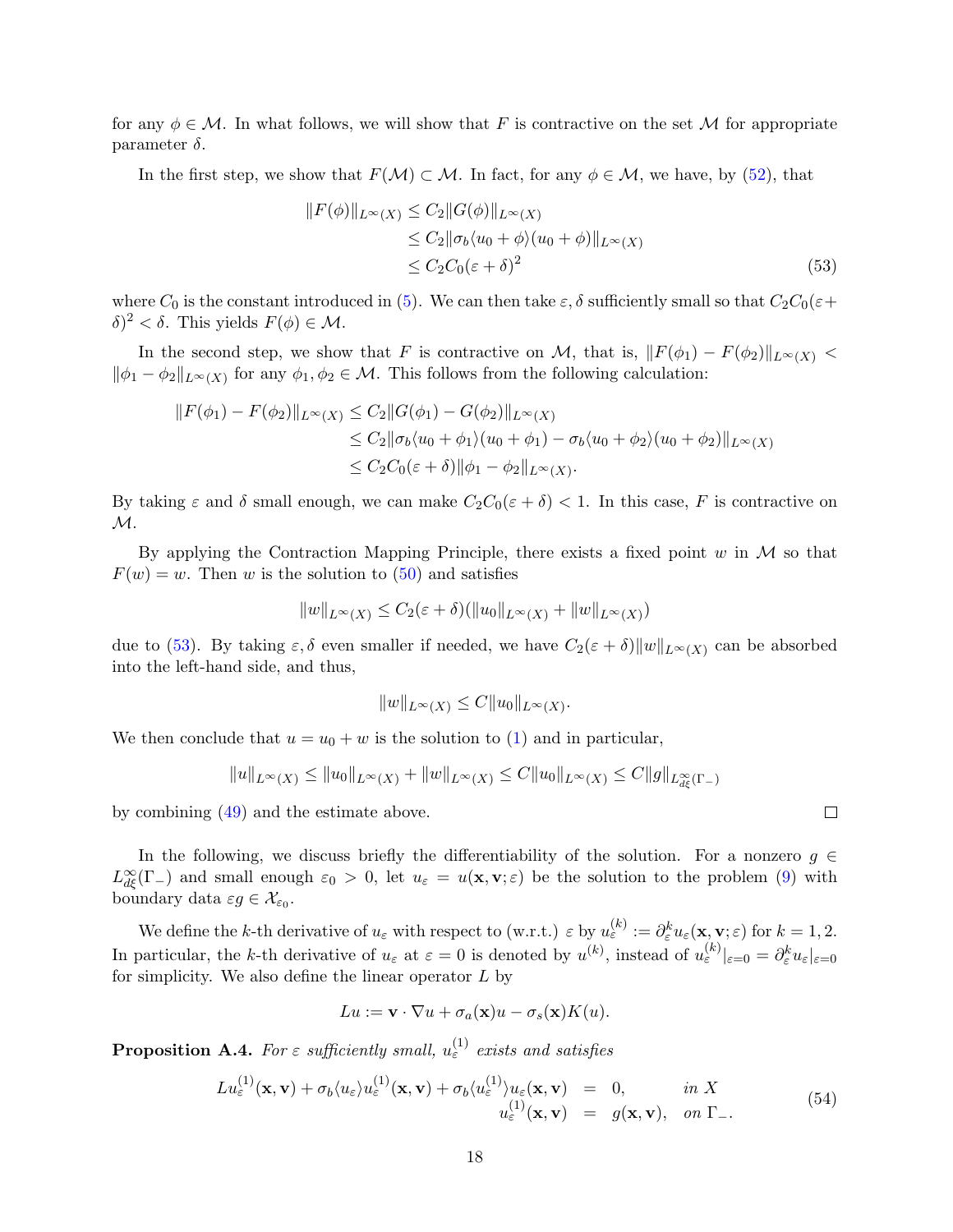for any $\phi \in \mathcal{M}$. In what follows, we will show that $F$ is contractive on the set $\mathcal{M}$ for appropriate parameter $\delta$.

In the first step, we show that $F(\mathcal{M}) \subset \mathcal{M}$. In fact, for any $\phi \in \mathcal{M}$, we have, by (52), that

$$
\begin{aligned}
\|F(\phi)\|_{L^\infty(X)} &\leq C_2 \|G(\phi)\|_{L^\infty(X)} \\
&\leq C_2 \|\sigma_b \langle u_0 + \phi \rangle (u_0 + \phi)\|_{L^\infty(X)} \\
&\leq C_2 C_0 (\varepsilon + \delta)^2
\end{aligned} \tag{53}
$$

where $C_0$ is the constant introduced in (5). We can then take $\varepsilon, \delta$ sufficiently small so that $C_2 C_0(\varepsilon + \delta)^2 < \delta$. This yields $F(\phi) \in \mathcal{M}$.

In the second step, we show that $F$ is contractive on $\mathcal{M}$, that is, $\|F(\phi_1) - F(\phi_2)\|_{L^\infty(X)} < \|\phi_1 - \phi_2\|_{L^\infty(X)}$ for any $\phi_1, \phi_2 \in \mathcal{M}$. This follows from the following calculation:

$$
\begin{aligned}
\|F(\phi_1) - F(\phi_2)\|_{L^\infty(X)} &\leq C_2 \|G(\phi_1) - G(\phi_2)\|_{L^\infty(X)} \\
&\leq C_2 \|\sigma_b \langle u_0 + \phi_1 \rangle (u_0 + \phi_1) - \sigma_b \langle u_0 + \phi_2 \rangle (u_0 + \phi_2)\|_{L^\infty(X)} \\
&\leq C_2 C_0 (\varepsilon + \delta) \|\phi_1 - \phi_2\|_{L^\infty(X)}.
\end{aligned}
$$

By taking $\varepsilon$ and $\delta$ small enough, we can make $C_2 C_0(\varepsilon + \delta) < 1$. In this case, $F$ is contractive on $\mathcal{M}$.

By applying the Contraction Mapping Principle, there exists a fixed point $w$ in $\mathcal{M}$ so that $F(w) = w$. Then $w$ is the solution to (50) and satisfies

$$
\|w\|_{L^\infty(X)} \leq C_2(\varepsilon + \delta)(\|u_0\|_{L^\infty(X)} + \|w\|_{L^\infty(X)})
$$

due to (53). By taking $\varepsilon, \delta$ even smaller if needed, we have $C_2(\varepsilon + \delta)\|w\|_{L^\infty(X)}$ can be absorbed into the left-hand side, and thus,

$$
\|w\|_{L^\infty(X)} \leq C \|u_0\|_{L^\infty(X)}.
$$

We then conclude that $u = u_0 + w$ is the solution to (1) and in particular,

$$
\|u\|_{L^\infty(X)} \leq \|u_0\|_{L^\infty(X)} + \|w\|_{L^\infty(X)} \leq C \|u_0\|_{L^\infty(X)} \leq C \|g\|_{L^\infty_{d\xi}(\Gamma_-)}
$$

by combining (49) and the estimate above. ∎

In the following, we discuss briefly the differentiability of the solution. For a nonzero $g \in L^\infty_{d\xi}(\Gamma_-)$ and small enough $\varepsilon_0 > 0$, let $u_\varepsilon = u(\mathbf{x}, \mathbf{v}; \varepsilon)$ be the solution to the problem (9) with boundary data $\varepsilon g \in \mathcal{X}_{\varepsilon_0}$.

We define the $k$-th derivative of $u_\varepsilon$ with respect to (w.r.t.) $\varepsilon$ by $u_\varepsilon^{(k)} := \partial_\varepsilon^k u_\varepsilon(\mathbf{x}, \mathbf{v}; \varepsilon)$ for $k = 1, 2$. In particular, the $k$-th derivative of $u_\varepsilon$ at $\varepsilon = 0$ is denoted by $u^{(k)}$, instead of $u_\varepsilon^{(k)}|_{\varepsilon=0} = \partial_\varepsilon^k u_\varepsilon|_{\varepsilon=0}$ for simplicity. We also define the linear operator $L$ by

$$
Lu := \mathbf{v} \cdot \nabla u + \sigma_a(\mathbf{x}) u - \sigma_s(\mathbf{x}) K(u).
$$

**Proposition A.4.** *For $\varepsilon$ sufficiently small, $u_\varepsilon^{(1)}$ exists and satisfies*

$$
\begin{aligned}
Lu_\varepsilon^{(1)}(\mathbf{x}, \mathbf{v}) + \sigma_b \langle u_\varepsilon \rangle u_\varepsilon^{(1)}(\mathbf{x}, \mathbf{v}) + \sigma_b \langle u_\varepsilon^{(1)} \rangle u_\varepsilon(\mathbf{x}, \mathbf{v}) &= 0, \quad \text{in } X \\
u_\varepsilon^{(1)}(\mathbf{x}, \mathbf{v}) &= g(\mathbf{x}, \mathbf{v}), \quad \text{on } \Gamma_-.
\end{aligned} \tag{54}
$$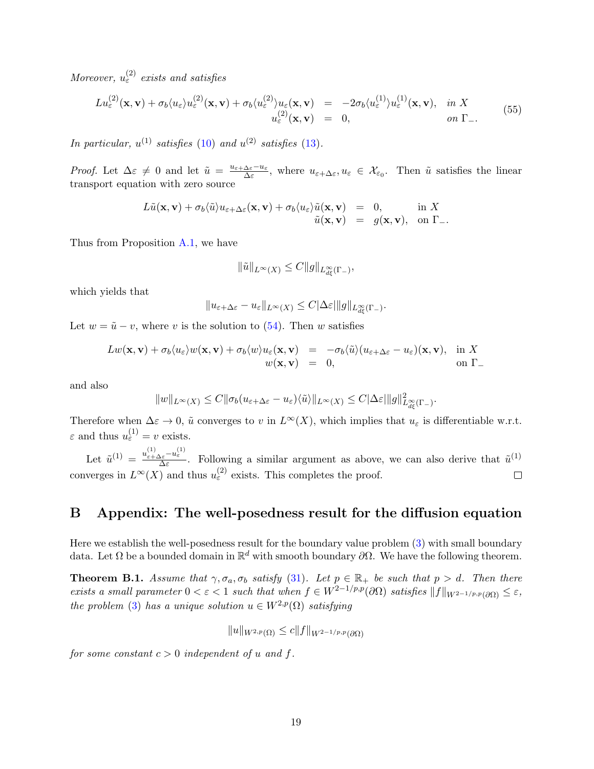*Moreover, $u_\varepsilon^{(2)}$ exists and satisfies*

$$
\begin{aligned}
Lu_\varepsilon^{(2)}(\mathbf{x},\mathbf{v}) + \sigma_b \langle u_\varepsilon \rangle u_\varepsilon^{(2)}(\mathbf{x},\mathbf{v}) + \sigma_b \langle u_\varepsilon^{(2)} \rangle u_\varepsilon(\mathbf{x},\mathbf{v}) &= -2\sigma_b \langle u_\varepsilon^{(1)} \rangle u_\varepsilon^{(1)}(\mathbf{x},\mathbf{v}), \quad \text{in } X \\
u_\varepsilon^{(2)}(\mathbf{x},\mathbf{v}) &= 0, \qquad\qquad\qquad\qquad \text{on } \Gamma_-.
\end{aligned} \tag{55}
$$

*In particular, $u^{(1)}$ satisfies (10) and $u^{(2)}$ satisfies (13).*

*Proof.* Let $\Delta\varepsilon \neq 0$ and let $\tilde{u} = \frac{u_{\varepsilon+\Delta\varepsilon} - u_\varepsilon}{\Delta\varepsilon}$, where $u_{\varepsilon+\Delta\varepsilon}, u_\varepsilon \in \mathcal{X}_{\varepsilon_0}$. Then $\tilde{u}$ satisfies the linear transport equation with zero source

$$
\begin{aligned}
L\tilde{u}(\mathbf{x},\mathbf{v}) + \sigma_b \langle \tilde{u} \rangle u_{\varepsilon+\Delta\varepsilon}(\mathbf{x},\mathbf{v}) + \sigma_b \langle u_\varepsilon \rangle \tilde{u}(\mathbf{x},\mathbf{v}) &= 0, \qquad \text{in } X \\
\tilde{u}(\mathbf{x},\mathbf{v}) &= g(\mathbf{x},\mathbf{v}), \quad \text{on } \Gamma_-.
\end{aligned}
$$

Thus from Proposition A.1, we have

$$
\|\tilde{u}\|_{L^\infty(X)} \le C\|g\|_{L^\infty_{d\xi}(\Gamma_-)},
$$

which yields that

$$
\|u_{\varepsilon+\Delta\varepsilon} - u_\varepsilon\|_{L^\infty(X)} \le C|\Delta\varepsilon|\|g\|_{L^\infty_{d\xi}(\Gamma_-)}.
$$

Let $w = \tilde{u} - v$, where $v$ is the solution to (54). Then $w$ satisfies

$$
\begin{aligned}
Lw(\mathbf{x},\mathbf{v}) + \sigma_b \langle u_\varepsilon \rangle w(\mathbf{x},\mathbf{v}) + \sigma_b \langle w \rangle u_\varepsilon(\mathbf{x},\mathbf{v}) &= -\sigma_b \langle \tilde{u} \rangle (u_{\varepsilon+\Delta\varepsilon} - u_\varepsilon)(\mathbf{x},\mathbf{v}), \quad \text{in } X \\
w(\mathbf{x},\mathbf{v}) &= 0, \qquad\qquad\qquad\qquad\qquad \text{on } \Gamma_-
\end{aligned}
$$

and also

$$
\|w\|_{L^\infty(X)} \le C\|\sigma_b(u_{\varepsilon+\Delta\varepsilon} - u_\varepsilon)\langle \tilde{u} \rangle\|_{L^\infty(X)} \le C|\Delta\varepsilon|\|g\|^2_{L^\infty_{d\xi}(\Gamma_-)}.
$$

Therefore when $\Delta\varepsilon \to 0$, $\tilde{u}$ converges to $v$ in $L^\infty(X)$, which implies that $u_\varepsilon$ is differentiable w.r.t. $\varepsilon$ and thus $u_\varepsilon^{(1)} = v$ exists.

Let $\tilde{u}^{(1)} = \frac{u^{(1)}_{\varepsilon+\Delta\varepsilon} - u^{(1)}_\varepsilon}{\Delta\varepsilon}$. Following a similar argument as above, we can also derive that $\tilde{u}^{(1)}$ converges in $L^\infty(X)$ and thus $u_\varepsilon^{(2)}$ exists. This completes the proof. $\square$

# B Appendix: The well-posedness result for the diffusion equation

Here we establish the well-posedness result for the boundary value problem (3) with small boundary data. Let $\Omega$ be a bounded domain in $\mathbb{R}^d$ with smooth boundary $\partial\Omega$. We have the following theorem.

**Theorem B.1.** *Assume that $\gamma, \sigma_a, \sigma_b$ satisfy (31). Let $p \in \mathbb{R}_+$ be such that $p > d$. Then there exists a small parameter $0 < \varepsilon < 1$ such that when $f \in W^{2-1/p,p}(\partial\Omega)$ satisfies $\|f\|_{W^{2-1/p,p}(\partial\Omega)} \le \varepsilon$, the problem (3) has a unique solution $u \in W^{2,p}(\Omega)$ satisfying*

$$
\|u\|_{W^{2,p}(\Omega)} \le c\|f\|_{W^{2-1/p,p}(\partial\Omega)}
$$

*for some constant $c > 0$ independent of $u$ and $f$.*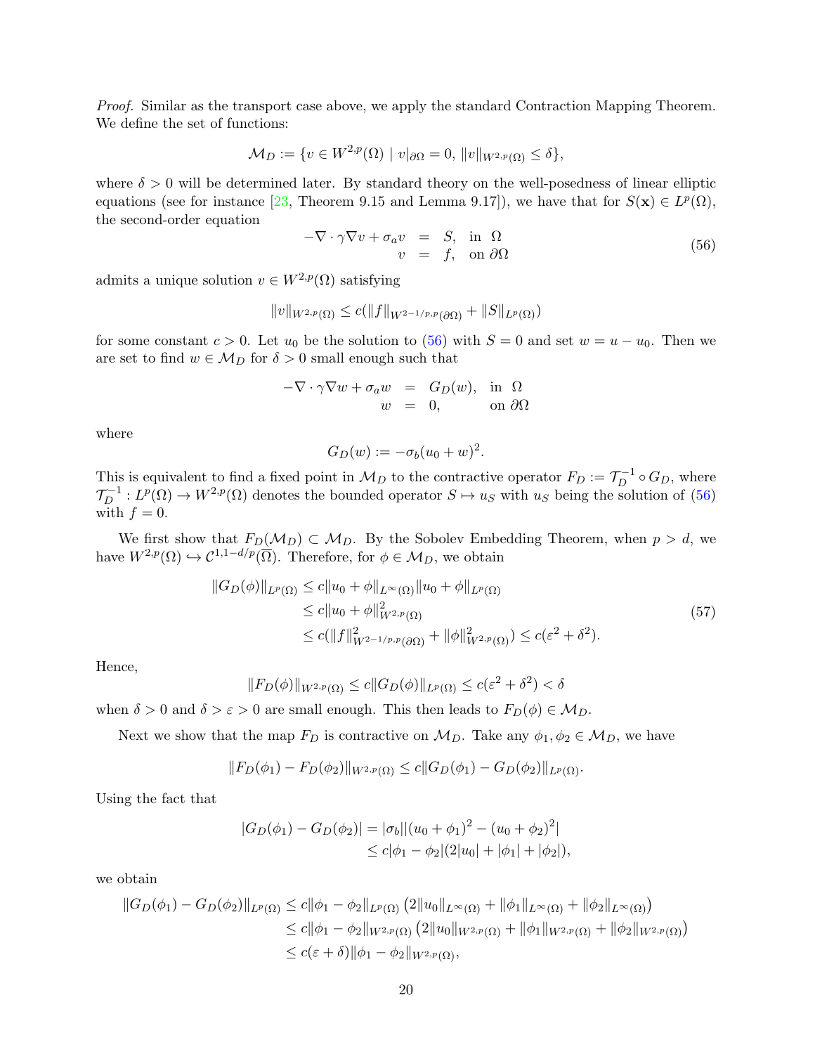*Proof.* Similar as the transport case above, we apply the standard Contraction Mapping Theorem. We define the set of functions:

$$\mathcal{M}_D := \{v \in W^{2,p}(\Omega) \mid v|_{\partial\Omega} = 0, \, \|v\|_{W^{2,p}(\Omega)} \le \delta\},$$

where $\delta > 0$ will be determined later. By standard theory on the well-posedness of linear elliptic equations (see for instance [23, Theorem 9.15 and Lemma 9.17]), we have that for $S(\mathbf{x}) \in L^p(\Omega)$, the second-order equation

$$\begin{aligned} -\nabla \cdot \gamma \nabla v + \sigma_a v &= S, \quad \text{in } \Omega \\ v &= f, \quad \text{on } \partial\Omega \end{aligned} \tag{56}$$

admits a unique solution $v \in W^{2,p}(\Omega)$ satisfying

$$\|v\|_{W^{2,p}(\Omega)} \le c(\|f\|_{W^{2-1/p,p}(\partial\Omega)} + \|S\|_{L^p(\Omega)})$$

for some constant $c > 0$. Let $u_0$ be the solution to (56) with $S = 0$ and set $w = u - u_0$. Then we are set to find $w \in \mathcal{M}_D$ for $\delta > 0$ small enough such that

$$\begin{aligned} -\nabla \cdot \gamma \nabla w + \sigma_a w &= G_D(w), \quad \text{in } \Omega \\ w &= 0, \qquad\quad \text{on } \partial\Omega \end{aligned}$$

where

$$G_D(w) := -\sigma_b (u_0 + w)^2.$$

This is equivalent to find a fixed point in $\mathcal{M}_D$ to the contractive operator $F_D := \mathcal{T}_D^{-1} \circ G_D$, where $\mathcal{T}_D^{-1} : L^p(\Omega) \to W^{2,p}(\Omega)$ denotes the bounded operator $S \mapsto u_S$ with $u_S$ being the solution of (56) with $f = 0$.

We first show that $F_D(\mathcal{M}_D) \subset \mathcal{M}_D$. By the Sobolev Embedding Theorem, when $p > d$, we have $W^{2,p}(\Omega) \hookrightarrow \mathcal{C}^{1,1-d/p}(\overline{\Omega})$. Therefore, for $\phi \in \mathcal{M}_D$, we obtain

$$\begin{aligned} \|G_D(\phi)\|_{L^p(\Omega)} &\le c\|u_0 + \phi\|_{L^\infty(\Omega)} \|u_0 + \phi\|_{L^p(\Omega)} \\ &\le c\|u_0 + \phi\|^2_{W^{2,p}(\Omega)} \\ &\le c(\|f\|^2_{W^{2-1/p,p}(\partial\Omega)} + \|\phi\|^2_{W^{2,p}(\Omega)}) \le c(\varepsilon^2 + \delta^2). \end{aligned} \tag{57}$$

Hence,

$$\|F_D(\phi)\|_{W^{2,p}(\Omega)} \le c\|G_D(\phi)\|_{L^p(\Omega)} \le c(\varepsilon^2 + \delta^2) < \delta$$

when $\delta > 0$ and $\delta > \varepsilon > 0$ are small enough. This then leads to $F_D(\phi) \in \mathcal{M}_D$.

Next we show that the map $F_D$ is contractive on $\mathcal{M}_D$. Take any $\phi_1, \phi_2 \in \mathcal{M}_D$, we have

$$\|F_D(\phi_1) - F_D(\phi_2)\|_{W^{2,p}(\Omega)} \le c\|G_D(\phi_1) - G_D(\phi_2)\|_{L^p(\Omega)}.$$

Using the fact that

$$\begin{aligned} |G_D(\phi_1) - G_D(\phi_2)| &= |\sigma_b||(u_0 + \phi_1)^2 - (u_0 + \phi_2)^2| \\ &\le c|\phi_1 - \phi_2|(2|u_0| + |\phi_1| + |\phi_2|), \end{aligned}$$

we obtain

$$\begin{aligned} \|G_D(\phi_1) - G_D(\phi_2)\|_{L^p(\Omega)} &\le c\|\phi_1 - \phi_2\|_{L^p(\Omega)} \left(2\|u_0\|_{L^\infty(\Omega)} + \|\phi_1\|_{L^\infty(\Omega)} + \|\phi_2\|_{L^\infty(\Omega)}\right) \\ &\le c\|\phi_1 - \phi_2\|_{W^{2,p}(\Omega)} \left(2\|u_0\|_{W^{2,p}(\Omega)} + \|\phi_1\|_{W^{2,p}(\Omega)} + \|\phi_2\|_{W^{2,p}(\Omega)}\right) \\ &\le c(\varepsilon + \delta)\|\phi_1 - \phi_2\|_{W^{2,p}(\Omega)}, \end{aligned}$$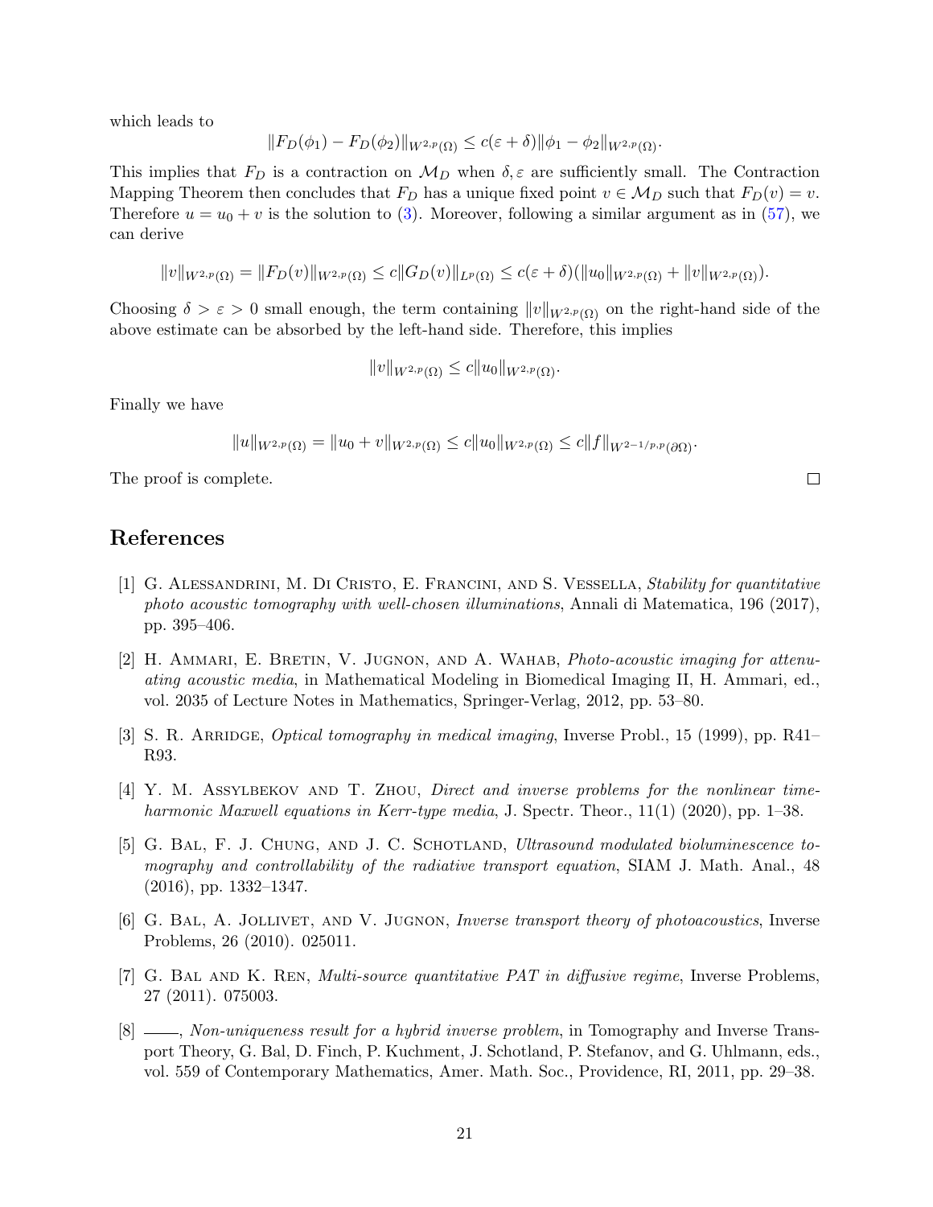which leads to

$$\|F_D(\phi_1) - F_D(\phi_2)\|_{W^{2,p}(\Omega)} \leq c(\varepsilon + \delta)\|\phi_1 - \phi_2\|_{W^{2,p}(\Omega)}.$$

This implies that $F_D$ is a contraction on $\mathcal{M}_D$ when $\delta, \varepsilon$ are sufficiently small. The Contraction Mapping Theorem then concludes that $F_D$ has a unique fixed point $v \in \mathcal{M}_D$ such that $F_D(v) = v$. Therefore $u = u_0 + v$ is the solution to (3). Moreover, following a similar argument as in (57), we can derive

$$\|v\|_{W^{2,p}(\Omega)} = \|F_D(v)\|_{W^{2,p}(\Omega)} \leq c\|G_D(v)\|_{L^p(\Omega)} \leq c(\varepsilon + \delta)(\|u_0\|_{W^{2,p}(\Omega)} + \|v\|_{W^{2,p}(\Omega)}).$$

Choosing $\delta > \varepsilon > 0$ small enough, the term containing $\|v\|_{W^{2,p}(\Omega)}$ on the right-hand side of the above estimate can be absorbed by the left-hand side. Therefore, this implies

$$\|v\|_{W^{2,p}(\Omega)} \leq c\|u_0\|_{W^{2,p}(\Omega)}.$$

Finally we have

$$\|u\|_{W^{2,p}(\Omega)} = \|u_0 + v\|_{W^{2,p}(\Omega)} \leq c\|u_0\|_{W^{2,p}(\Omega)} \leq c\|f\|_{W^{2-1/p,p}(\partial\Omega)}.$$

The proof is complete. $\square$

## References

[1] G. Alessandrini, M. Di Cristo, E. Francini, and S. Vessella, *Stability for quantitative photo acoustic tomography with well-chosen illuminations*, Annali di Matematica, 196 (2017), pp. 395–406.

[2] H. Ammari, E. Bretin, V. Jugnon, and A. Wahab, *Photo-acoustic imaging for attenuating acoustic media*, in Mathematical Modeling in Biomedical Imaging II, H. Ammari, ed., vol. 2035 of Lecture Notes in Mathematics, Springer-Verlag, 2012, pp. 53–80.

[3] S. R. Arridge, *Optical tomography in medical imaging*, Inverse Probl., 15 (1999), pp. R41–R93.

[4] Y. M. Assylbekov and T. Zhou, *Direct and inverse problems for the nonlinear time-harmonic Maxwell equations in Kerr-type media*, J. Spectr. Theor., 11(1) (2020), pp. 1–38.

[5] G. Bal, F. J. Chung, and J. C. Schotland, *Ultrasound modulated bioluminescence tomography and controllability of the radiative transport equation*, SIAM J. Math. Anal., 48 (2016), pp. 1332–1347.

[6] G. Bal, A. Jollivet, and V. Jugnon, *Inverse transport theory of photoacoustics*, Inverse Problems, 26 (2010). 025011.

[7] G. Bal and K. Ren, *Multi-source quantitative PAT in diffusive regime*, Inverse Problems, 27 (2011). 075003.

[8] ——, *Non-uniqueness result for a hybrid inverse problem*, in Tomography and Inverse Transport Theory, G. Bal, D. Finch, P. Kuchment, J. Schotland, P. Stefanov, and G. Uhlmann, eds., vol. 559 of Contemporary Mathematics, Amer. Math. Soc., Providence, RI, 2011, pp. 29–38.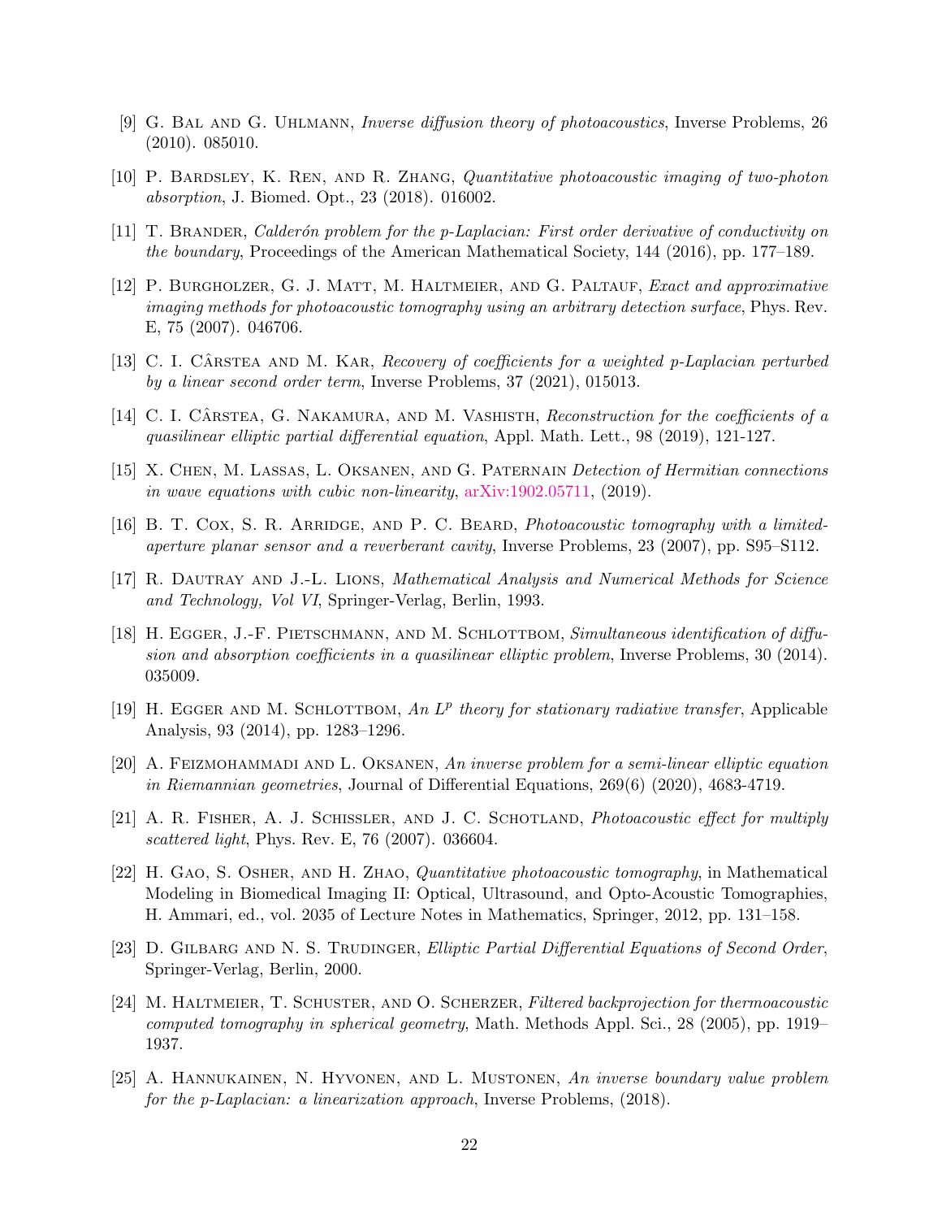[9] G. Bal and G. Uhlmann, *Inverse diffusion theory of photoacoustics*, Inverse Problems, 26 (2010). 085010.

[10] P. Bardsley, K. Ren, and R. Zhang, *Quantitative photoacoustic imaging of two-photon absorption*, J. Biomed. Opt., 23 (2018). 016002.

[11] T. Brander, *Calderón problem for the p-Laplacian: First order derivative of conductivity on the boundary*, Proceedings of the American Mathematical Society, 144 (2016), pp. 177–189.

[12] P. Burgholzer, G. J. Matt, M. Haltmeier, and G. Paltauf, *Exact and approximative imaging methods for photoacoustic tomography using an arbitrary detection surface*, Phys. Rev. E, 75 (2007). 046706.

[13] C. I. Cârstea and M. Kar, *Recovery of coefficients for a weighted p-Laplacian perturbed by a linear second order term*, Inverse Problems, 37 (2021), 015013.

[14] C. I. Cârstea, G. Nakamura, and M. Vashisth, *Reconstruction for the coefficients of a quasilinear elliptic partial differential equation*, Appl. Math. Lett., 98 (2019), 121-127.

[15] X. Chen, M. Lassas, L. Oksanen, and G. Paternain *Detection of Hermitian connections in wave equations with cubic non-linearity*, arXiv:1902.05711, (2019).

[16] B. T. Cox, S. R. Arridge, and P. C. Beard, *Photoacoustic tomography with a limited-aperture planar sensor and a reverberant cavity*, Inverse Problems, 23 (2007), pp. S95–S112.

[17] R. Dautray and J.-L. Lions, *Mathematical Analysis and Numerical Methods for Science and Technology, Vol VI*, Springer-Verlag, Berlin, 1993.

[18] H. Egger, J.-F. Pietschmann, and M. Schlottbom, *Simultaneous identification of diffusion and absorption coefficients in a quasilinear elliptic problem*, Inverse Problems, 30 (2014). 035009.

[19] H. Egger and M. Schlottbom, *An $L^p$ theory for stationary radiative transfer*, Applicable Analysis, 93 (2014), pp. 1283–1296.

[20] A. Feizmohammadi and L. Oksanen, *An inverse problem for a semi-linear elliptic equation in Riemannian geometries*, Journal of Differential Equations, 269(6) (2020), 4683-4719.

[21] A. R. Fisher, A. J. Schissler, and J. C. Schotland, *Photoacoustic effect for multiply scattered light*, Phys. Rev. E, 76 (2007). 036604.

[22] H. Gao, S. Osher, and H. Zhao, *Quantitative photoacoustic tomography*, in Mathematical Modeling in Biomedical Imaging II: Optical, Ultrasound, and Opto-Acoustic Tomographies, H. Ammari, ed., vol. 2035 of Lecture Notes in Mathematics, Springer, 2012, pp. 131–158.

[23] D. Gilbarg and N. S. Trudinger, *Elliptic Partial Differential Equations of Second Order*, Springer-Verlag, Berlin, 2000.

[24] M. Haltmeier, T. Schuster, and O. Scherzer, *Filtered backprojection for thermoacoustic computed tomography in spherical geometry*, Math. Methods Appl. Sci., 28 (2005), pp. 1919–1937.

[25] A. Hannukainen, N. Hyvonen, and L. Mustonen, *An inverse boundary value problem for the p-Laplacian: a linearization approach*, Inverse Problems, (2018).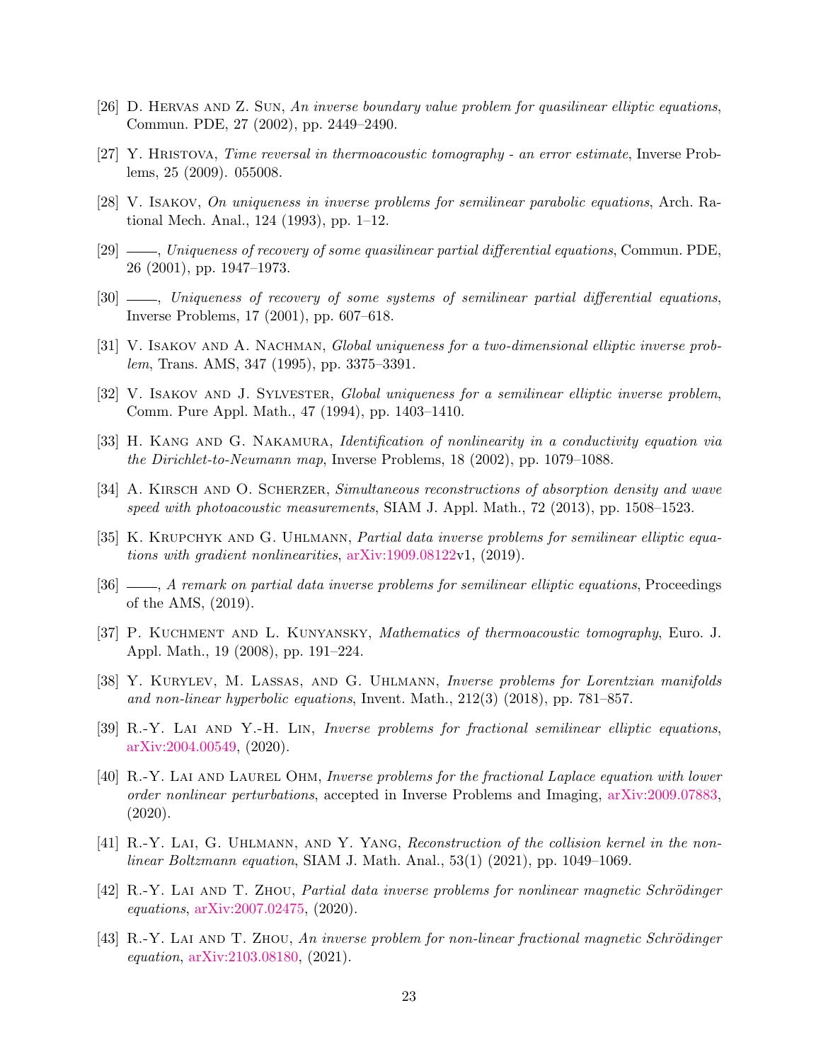[26] D. Hervas and Z. Sun, *An inverse boundary value problem for quasilinear elliptic equations*, Commun. PDE, 27 (2002), pp. 2449–2490.

[27] Y. Hristova, *Time reversal in thermoacoustic tomography - an error estimate*, Inverse Problems, 25 (2009). 055008.

[28] V. Isakov, *On uniqueness in inverse problems for semilinear parabolic equations*, Arch. Rational Mech. Anal., 124 (1993), pp. 1–12.

[29] ——, *Uniqueness of recovery of some quasilinear partial differential equations*, Commun. PDE, 26 (2001), pp. 1947–1973.

[30] ——, *Uniqueness of recovery of some systems of semilinear partial differential equations*, Inverse Problems, 17 (2001), pp. 607–618.

[31] V. Isakov and A. Nachman, *Global uniqueness for a two-dimensional elliptic inverse problem*, Trans. AMS, 347 (1995), pp. 3375–3391.

[32] V. Isakov and J. Sylvester, *Global uniqueness for a semilinear elliptic inverse problem*, Comm. Pure Appl. Math., 47 (1994), pp. 1403–1410.

[33] H. Kang and G. Nakamura, *Identification of nonlinearity in a conductivity equation via the Dirichlet-to-Neumann map*, Inverse Problems, 18 (2002), pp. 1079–1088.

[34] A. Kirsch and O. Scherzer, *Simultaneous reconstructions of absorption density and wave speed with photoacoustic measurements*, SIAM J. Appl. Math., 72 (2013), pp. 1508–1523.

[35] K. Krupchyk and G. Uhlmann, *Partial data inverse problems for semilinear elliptic equations with gradient nonlinearities*, arXiv:1909.08122v1, (2019).

[36] ——, *A remark on partial data inverse problems for semilinear elliptic equations*, Proceedings of the AMS, (2019).

[37] P. Kuchment and L. Kunyansky, *Mathematics of thermoacoustic tomography*, Euro. J. Appl. Math., 19 (2008), pp. 191–224.

[38] Y. Kurylev, M. Lassas, and G. Uhlmann, *Inverse problems for Lorentzian manifolds and non-linear hyperbolic equations*, Invent. Math., 212(3) (2018), pp. 781–857.

[39] R.-Y. Lai and Y.-H. Lin, *Inverse problems for fractional semilinear elliptic equations*, arXiv:2004.00549, (2020).

[40] R.-Y. Lai and Laurel Ohm, *Inverse problems for the fractional Laplace equation with lower order nonlinear perturbations*, accepted in Inverse Problems and Imaging, arXiv:2009.07883, (2020).

[41] R.-Y. Lai, G. Uhlmann, and Y. Yang, *Reconstruction of the collision kernel in the nonlinear Boltzmann equation*, SIAM J. Math. Anal., 53(1) (2021), pp. 1049–1069.

[42] R.-Y. Lai and T. Zhou, *Partial data inverse problems for nonlinear magnetic Schrödinger equations*, arXiv:2007.02475, (2020).

[43] R.-Y. Lai and T. Zhou, *An inverse problem for non-linear fractional magnetic Schrödinger equation*, arXiv:2103.08180, (2021).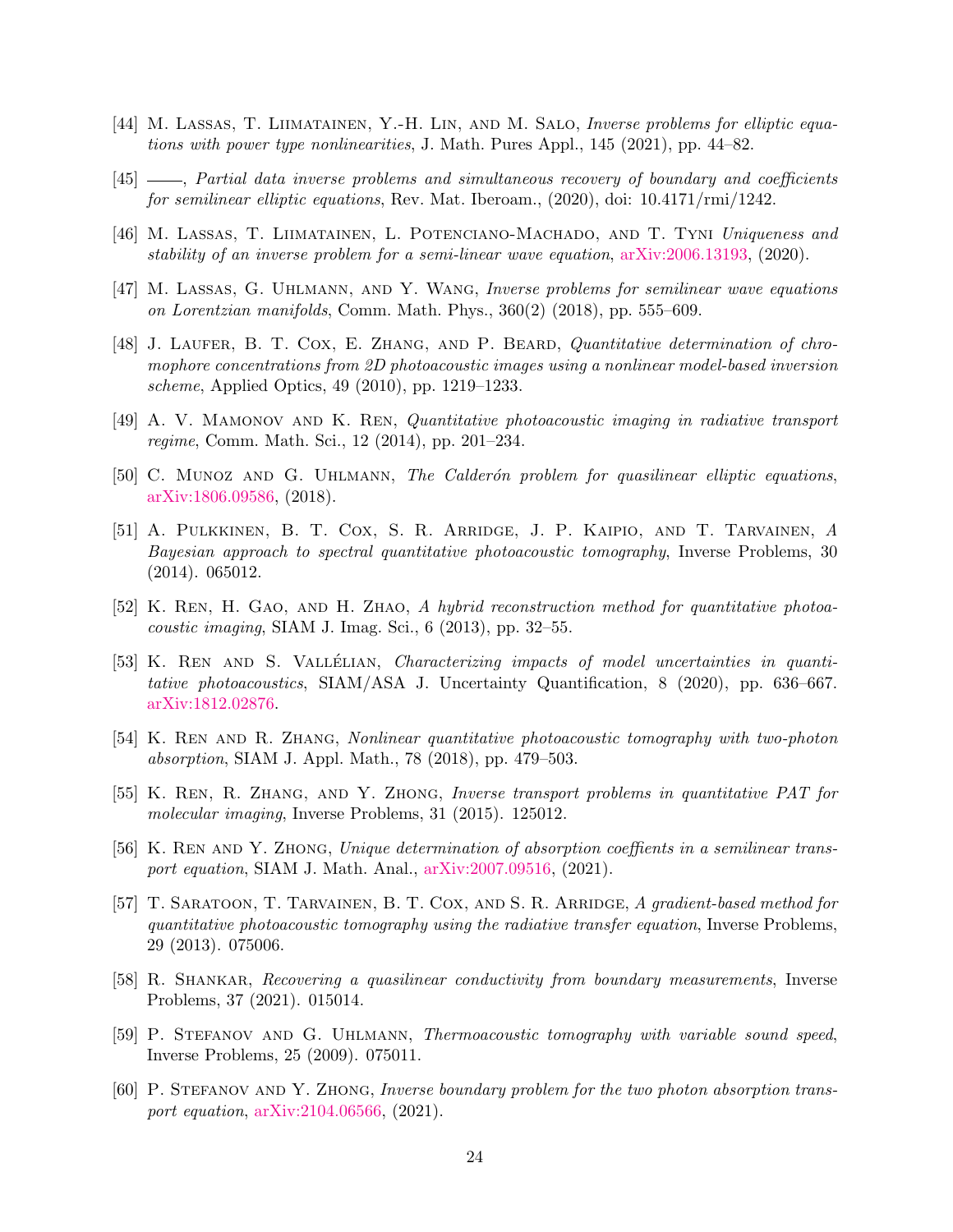[44] M. Lassas, T. Liimatainen, Y.-H. Lin, and M. Salo, *Inverse problems for elliptic equations with power type nonlinearities*, J. Math. Pures Appl., 145 (2021), pp. 44–82.

[45] ——, *Partial data inverse problems and simultaneous recovery of boundary and coefficients for semilinear elliptic equations*, Rev. Mat. Iberoam., (2020), doi: 10.4171/rmi/1242.

[46] M. Lassas, T. Liimatainen, L. Potenciano-Machado, and T. Tyni *Uniqueness and stability of an inverse problem for a semi-linear wave equation*, arXiv:2006.13193, (2020).

[47] M. Lassas, G. Uhlmann, and Y. Wang, *Inverse problems for semilinear wave equations on Lorentzian manifolds*, Comm. Math. Phys., 360(2) (2018), pp. 555–609.

[48] J. Laufer, B. T. Cox, E. Zhang, and P. Beard, *Quantitative determination of chromophore concentrations from 2D photoacoustic images using a nonlinear model-based inversion scheme*, Applied Optics, 49 (2010), pp. 1219–1233.

[49] A. V. Mamonov and K. Ren, *Quantitative photoacoustic imaging in radiative transport regime*, Comm. Math. Sci., 12 (2014), pp. 201–234.

[50] C. Munoz and G. Uhlmann, *The Calderón problem for quasilinear elliptic equations*, arXiv:1806.09586, (2018).

[51] A. Pulkkinen, B. T. Cox, S. R. Arridge, J. P. Kaipio, and T. Tarvainen, *A Bayesian approach to spectral quantitative photoacoustic tomography*, Inverse Problems, 30 (2014). 065012.

[52] K. Ren, H. Gao, and H. Zhao, *A hybrid reconstruction method for quantitative photoacoustic imaging*, SIAM J. Imag. Sci., 6 (2013), pp. 32–55.

[53] K. Ren and S. Vallélian, *Characterizing impacts of model uncertainties in quantitative photoacoustics*, SIAM/ASA J. Uncertainty Quantification, 8 (2020), pp. 636–667. arXiv:1812.02876.

[54] K. Ren and R. Zhang, *Nonlinear quantitative photoacoustic tomography with two-photon absorption*, SIAM J. Appl. Math., 78 (2018), pp. 479–503.

[55] K. Ren, R. Zhang, and Y. Zhong, *Inverse transport problems in quantitative PAT for molecular imaging*, Inverse Problems, 31 (2015). 125012.

[56] K. Ren and Y. Zhong, *Unique determination of absorption coeffients in a semilinear transport equation*, SIAM J. Math. Anal., arXiv:2007.09516, (2021).

[57] T. Saratoon, T. Tarvainen, B. T. Cox, and S. R. Arridge, *A gradient-based method for quantitative photoacoustic tomography using the radiative transfer equation*, Inverse Problems, 29 (2013). 075006.

[58] R. Shankar, *Recovering a quasilinear conductivity from boundary measurements*, Inverse Problems, 37 (2021). 015014.

[59] P. Stefanov and G. Uhlmann, *Thermoacoustic tomography with variable sound speed*, Inverse Problems, 25 (2009). 075011.

[60] P. Stefanov and Y. Zhong, *Inverse boundary problem for the two photon absorption transport equation*, arXiv:2104.06566, (2021).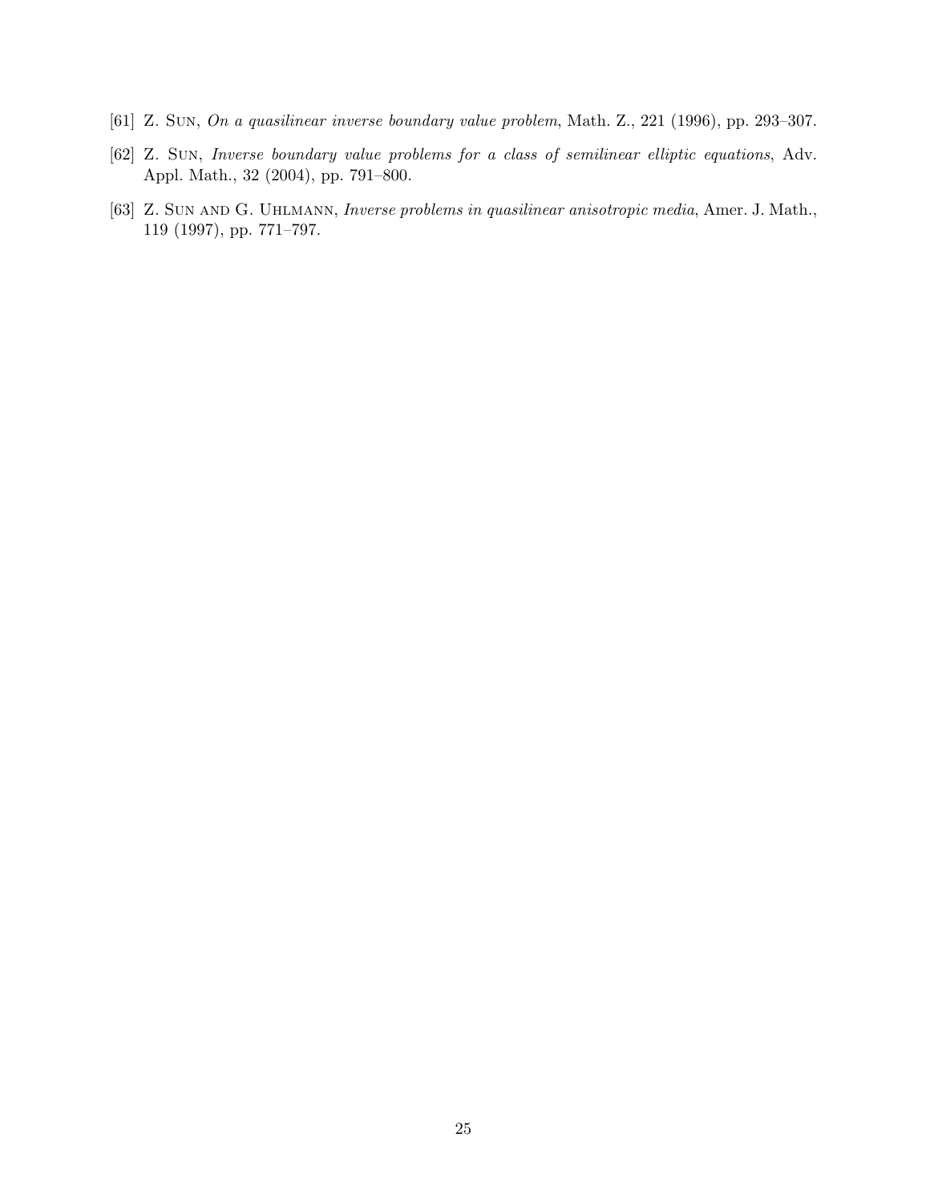[61] Z. Sun, *On a quasilinear inverse boundary value problem*, Math. Z., 221 (1996), pp. 293–307.

[62] Z. Sun, *Inverse boundary value problems for a class of semilinear elliptic equations*, Adv. Appl. Math., 32 (2004), pp. 791–800.

[63] Z. Sun and G. Uhlmann, *Inverse problems in quasilinear anisotropic media*, Amer. J. Math., 119 (1997), pp. 771–797.